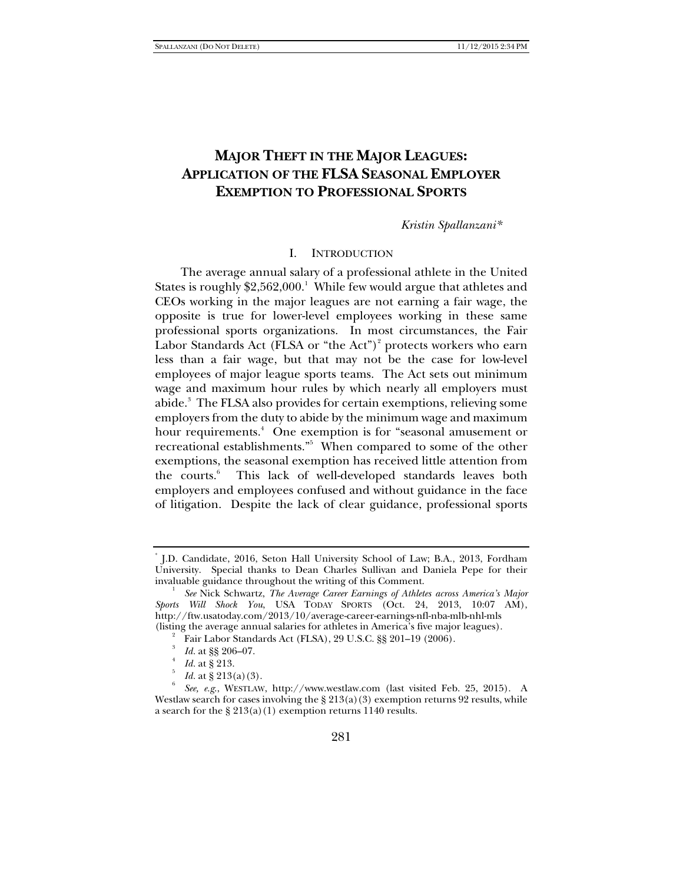# MAJOR THEFT IN THE MAJOR LEAGUES: APPLICATION OF THE FLSA SEASONAL EMPLOYER EXEMPTION TO PROFESSIONAL SPORTS

*Kristin Spallanzani**

## I. INTRODUCTION

The average annual salary of a professional athlete in the United States is roughly $2,562,000.[1] While few would argue that athletes and CEOs working in the major leagues are not earning a fair wage, the opposite is true for lower-level employees working in these same professional sports organizations. In most circumstances, the Fair Labor Standards Act (FLSA or "the Act")[2] protects workers who earn less than a fair wage, but that may not be the case for low-level employees of major league sports teams. The Act sets out minimum wage and maximum hour rules by which nearly all employers must abide.[3] The FLSA also provides for certain exemptions, relieving some employers from the duty to abide by the minimum wage and maximum hour requirements.[4] One exemption is for "seasonal amusement or recreational establishments."[5] When compared to some of the other exemptions, the seasonal exemption has received little attention from the courts.[6] This lack of well-developed standards leaves both employers and employees confused and without guidance in the face of litigation. Despite the lack of clear guidance, professional sports

---

\* J.D. Candidate, 2016, Seton Hall University School of Law; B.A., 2013, Fordham University. Special thanks to Dean Charles Sullivan and Daniela Pepe for their invaluable guidance throughout the writing of this Comment.

[1] *See* Nick Schwartz, *The Average Career Earnings of Athletes across America's Major Sports Will Shock You*, USA TODAY SPORTS (Oct. 24, 2013, 10:07 AM), http://ftw.usatoday.com/2013/10/average-career-earnings-nfl-nba-mlb-nhl-mls (listing the average annual salaries for athletes in America's five major leagues).

[2] Fair Labor Standards Act (FLSA), 29 U.S.C. §§ 201–19 (2006).

[3] *Id.* at §§ 206–07.

[4] *Id.* at § 213.

[5] *Id.* at § 213(a)(3).

[6] *See, e.g.*, WESTLAW, http://www.westlaw.com (last visited Feb. 25, 2015). A Westlaw search for cases involving the § 213(a)(3) exemption returns 92 results, while a search for the § 213(a)(1) exemption returns 1140 results.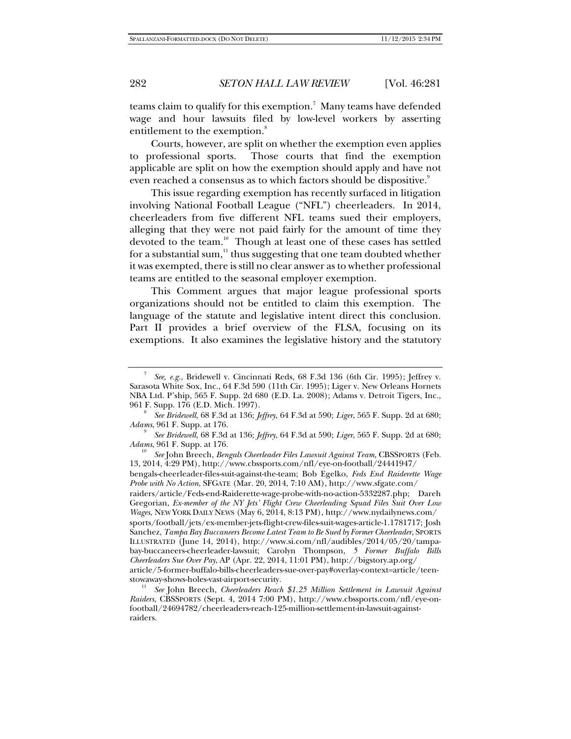teams claim to qualify for this exemption.[7] Many teams have defended wage and hour lawsuits filed by low-level workers by asserting entitlement to the exemption.[8]

Courts, however, are split on whether the exemption even applies to professional sports. Those courts that find the exemption applicable are split on how the exemption should apply and have not even reached a consensus as to which factors should be dispositive.[9]

This issue regarding exemption has recently surfaced in litigation involving National Football League ("NFL") cheerleaders. In 2014, cheerleaders from five different NFL teams sued their employers, alleging that they were not paid fairly for the amount of time they devoted to the team.[10] Though at least one of these cases has settled for a substantial sum,[11] thus suggesting that one team doubted whether it was exempted, there is still no clear answer as to whether professional teams are entitled to the seasonal employer exemption.

This Comment argues that major league professional sports organizations should not be entitled to claim this exemption. The language of the statute and legislative intent direct this conclusion. Part II provides a brief overview of the FLSA, focusing on its exemptions. It also examines the legislative history and the statutory

---

[7] *See, e.g.*, Bridewell v. Cincinnati Reds, 68 F.3d 136 (6th Cir. 1995); Jeffrey v. Sarasota White Sox, Inc., 64 F.3d 590 (11th Cir. 1995); Liger v. New Orleans Hornets NBA Ltd. P'ship, 565 F. Supp. 2d 680 (E.D. La. 2008); Adams v. Detroit Tigers, Inc., 961 F. Supp. 176 (E.D. Mich. 1997).

[8] *See Bridewell*, 68 F.3d at 136; *Jeffrey*, 64 F.3d at 590; *Liger*, 565 F. Supp. 2d at 680; *Adams*, 961 F. Supp. at 176.

[9] *See Bridewell*, 68 F.3d at 136; *Jeffrey*, 64 F.3d at 590; *Liger*, 565 F. Supp. 2d at 680; *Adams*, 961 F. Supp. at 176.

[10] *See* John Breech, *Bengals Cheerleader Files Lawsuit Against Team*, CBSSPORTS (Feb. 13, 2014, 4:29 PM), http://www.cbssports.com/nfl/eye-on-football/24441947/bengals-cheerleader-files-suit-against-the-team; Bob Egelko, *Feds End Raiderette Wage Probe with No Action*, SFGATE (Mar. 20, 2014, 7:10 AM), http://www.sfgate.com/raiders/article/Feds-end-Raiderette-wage-probe-with-no-action-5332287.php; Dareh Gregorian, *Ex-member of the NY Jets' Flight Crew Cheerleading Squad Files Suit Over Low Wages*, NEW YORK DAILY NEWS (May 6, 2014, 8:13 PM), http://www.nydailynews.com/sports/football/jets/ex-member-jets-flight-crew-files-suit-wages-article-1.1781717; Josh Sanchez, *Tampa Bay Buccaneers Become Latest Team to Be Sued by Former Cheerleader*, SPORTS ILLUSTRATED (June 14, 2014), http://www.si.com/nfl/audibles/2014/05/20/tampa-bay-buccaneers-cheerleader-lawsuit; Carolyn Thompson, *5 Former Buffalo Bills Cheerleaders Sue Over Pay*, AP (Apr. 22, 2014, 11:01 PM), http://bigstory.ap.org/article/5-former-buffalo-bills-cheerleaders-sue-over-pay#overlay-context=article/teen-stowaway-shows-holes-vast-airport-security.

[11] *See* John Breech, *Cheerleaders Reach $1.25 Million Settlement in Lawsuit Against Raiders*, CBSSPORTS (Sept. 4, 2014 7:00 PM), http://www.cbssports.com/nfl/eye-on-football/24694782/cheerleaders-reach-125-million-settlement-in-lawsuit-against-raiders.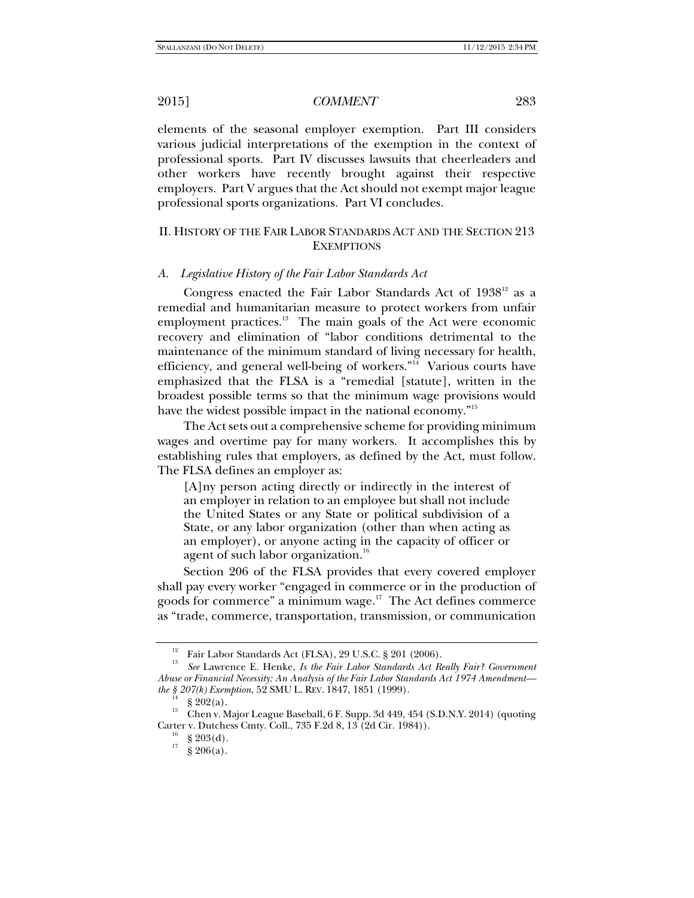elements of the seasonal employer exemption. Part III considers various judicial interpretations of the exemption in the context of professional sports. Part IV discusses lawsuits that cheerleaders and other workers have recently brought against their respective employers. Part V argues that the Act should not exempt major league professional sports organizations. Part VI concludes.

## II. HISTORY OF THE FAIR LABOR STANDARDS ACT AND THE SECTION 213 EXEMPTIONS

### *A. Legislative History of the Fair Labor Standards Act*

Congress enacted the Fair Labor Standards Act of 1938[12] as a remedial and humanitarian measure to protect workers from unfair employment practices.[13] The main goals of the Act were economic recovery and elimination of "labor conditions detrimental to the maintenance of the minimum standard of living necessary for health, efficiency, and general well-being of workers."[14] Various courts have emphasized that the FLSA is a "remedial [statute], written in the broadest possible terms so that the minimum wage provisions would have the widest possible impact in the national economy."[15]

The Act sets out a comprehensive scheme for providing minimum wages and overtime pay for many workers. It accomplishes this by establishing rules that employers, as defined by the Act, must follow. The FLSA defines an employer as:

> [A]ny person acting directly or indirectly in the interest of an employer in relation to an employee but shall not include the United States or any State or political subdivision of a State, or any labor organization (other than when acting as an employer), or anyone acting in the capacity of officer or agent of such labor organization.[16]

Section 206 of the FLSA provides that every covered employer shall pay every worker "engaged in commerce or in the production of goods for commerce" a minimum wage.[17] The Act defines commerce as "trade, commerce, transportation, transmission, or communication

---

[12] Fair Labor Standards Act (FLSA), 29 U.S.C. § 201 (2006).

[13] *See* Lawrence E. Henke, *Is the Fair Labor Standards Act Really Fair? Government Abuse or Financial Necessity: An Analysis of the Fair Labor Standards Act 1974 Amendment—the § 207(k) Exemption*, 52 SMU L. REV. 1847, 1851 (1999).

[14] § 202(a).

[15] Chen v. Major League Baseball, 6 F. Supp. 3d 449, 454 (S.D.N.Y. 2014) (quoting Carter v. Dutchess Cmty. Coll., 735 F.2d 8, 13 (2d Cir. 1984)).

[16] § 203(d).

[17] § 206(a).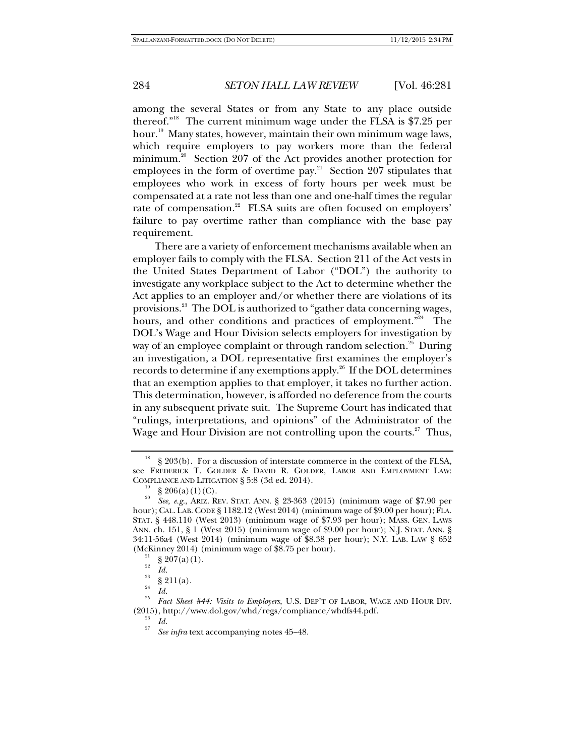among the several States or from any State to any place outside thereof."[18] The current minimum wage under the FLSA is $7.25 per hour.[19] Many states, however, maintain their own minimum wage laws, which require employers to pay workers more than the federal minimum.[20] Section 207 of the Act provides another protection for employees in the form of overtime pay.[21] Section 207 stipulates that employees who work in excess of forty hours per week must be compensated at a rate not less than one and one-half times the regular rate of compensation.[22] FLSA suits are often focused on employers' failure to pay overtime rather than compliance with the base pay requirement.

There are a variety of enforcement mechanisms available when an employer fails to comply with the FLSA. Section 211 of the Act vests in the United States Department of Labor ("DOL") the authority to investigate any workplace subject to the Act to determine whether the Act applies to an employer and/or whether there are violations of its provisions.[23] The DOL is authorized to "gather data concerning wages, hours, and other conditions and practices of employment."[24] The DOL's Wage and Hour Division selects employers for investigation by way of an employee complaint or through random selection.[25] During an investigation, a DOL representative first examines the employer's records to determine if any exemptions apply.[26] If the DOL determines that an exemption applies to that employer, it takes no further action. This determination, however, is afforded no deference from the courts in any subsequent private suit. The Supreme Court has indicated that "rulings, interpretations, and opinions" of the Administrator of the Wage and Hour Division are not controlling upon the courts.[27] Thus,

---

[18] § 203(b). For a discussion of interstate commerce in the context of the FLSA, see FREDERICK T. GOLDER & DAVID R. GOLDER, LABOR AND EMPLOYMENT LAW: COMPLIANCE AND LITIGATION § 5:8 (3d ed. 2014).

[19] § 206(a)(1)(C).

[20] *See, e.g.*, ARIZ. REV. STAT. ANN. § 23-363 (2015) (minimum wage of $7.90 per hour); CAL. LAB. CODE § 1182.12 (West 2014) (minimum wage of $9.00 per hour); FLA. STAT. § 448.110 (West 2013) (minimum wage of $7.93 per hour); MASS. GEN. LAWS ANN. ch. 151, § 1 (West 2015) (minimum wage of $9.00 per hour); N.J. STAT. ANN. § 34:11-56a4 (West 2014) (minimum wage of $8.38 per hour); N.Y. LAB. LAW § 652 (McKinney 2014) (minimum wage of $8.75 per hour).

[21] § 207(a)(1).

[22] *Id.*

[23] § 211(a).

[24] *Id.*

[25] *Fact Sheet #44: Visits to Employers*, U.S. DEP'T OF LABOR, WAGE AND HOUR DIV. (2015), http://www.dol.gov/whd/regs/compliance/whdfs44.pdf.

[26] *Id.*

[27] *See infra* text accompanying notes 45–48.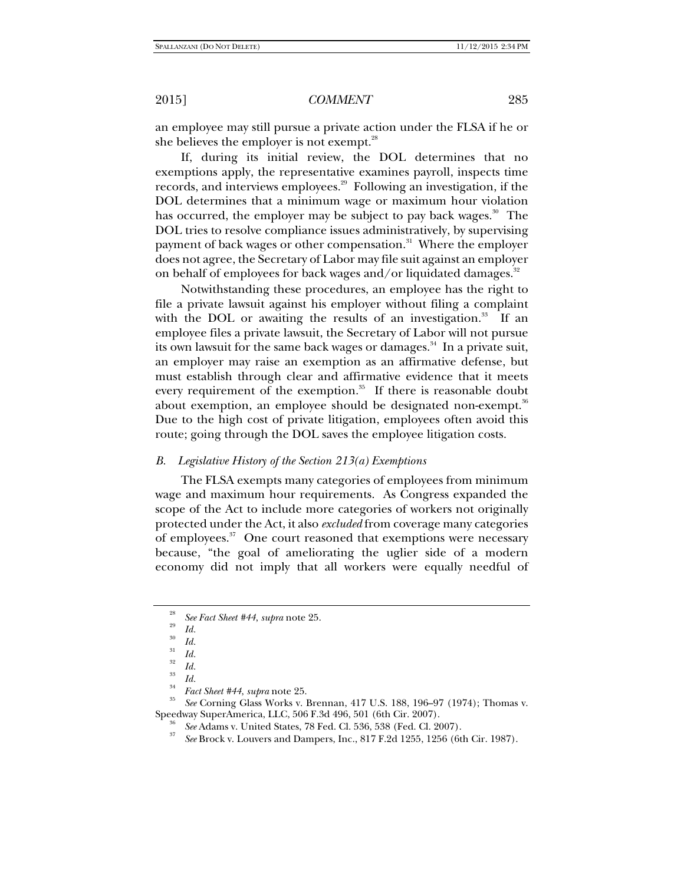an employee may still pursue a private action under the FLSA if he or she believes the employer is not exempt.[28]

If, during its initial review, the DOL determines that no exemptions apply, the representative examines payroll, inspects time records, and interviews employees.[29] Following an investigation, if the DOL determines that a minimum wage or maximum hour violation has occurred, the employer may be subject to pay back wages.[30] The DOL tries to resolve compliance issues administratively, by supervising payment of back wages or other compensation.[31] Where the employer does not agree, the Secretary of Labor may file suit against an employer on behalf of employees for back wages and/or liquidated damages.[32]

Notwithstanding these procedures, an employee has the right to file a private lawsuit against his employer without filing a complaint with the DOL or awaiting the results of an investigation.[33] If an employee files a private lawsuit, the Secretary of Labor will not pursue its own lawsuit for the same back wages or damages.[34] In a private suit, an employer may raise an exemption as an affirmative defense, but must establish through clear and affirmative evidence that it meets every requirement of the exemption.[35] If there is reasonable doubt about exemption, an employee should be designated non-exempt.[36] Due to the high cost of private litigation, employees often avoid this route; going through the DOL saves the employee litigation costs.

### *B. Legislative History of the Section 213(a) Exemptions*

The FLSA exempts many categories of employees from minimum wage and maximum hour requirements. As Congress expanded the scope of the Act to include more categories of workers not originally protected under the Act, it also *excluded* from coverage many categories of employees.[37] One court reasoned that exemptions were necessary because, "the goal of ameliorating the uglier side of a modern economy did not imply that all workers were equally needful of

---

[28] *See Fact Sheet #44*, *supra* note 25.

[29] *Id.*

[30] *Id.*

[31] *Id.*

[32] *Id.*

[33] *Id.*

[34] *Fact Sheet #44*, *supra* note 25.

[35] *See* Corning Glass Works v. Brennan, 417 U.S. 188, 196–97 (1974); Thomas v. Speedway SuperAmerica, LLC, 506 F.3d 496, 501 (6th Cir. 2007).

[36] *See* Adams v. United States, 78 Fed. Cl. 536, 538 (Fed. Cl. 2007).

[37] *See* Brock v. Louvers and Dampers, Inc., 817 F.2d 1255, 1256 (6th Cir. 1987).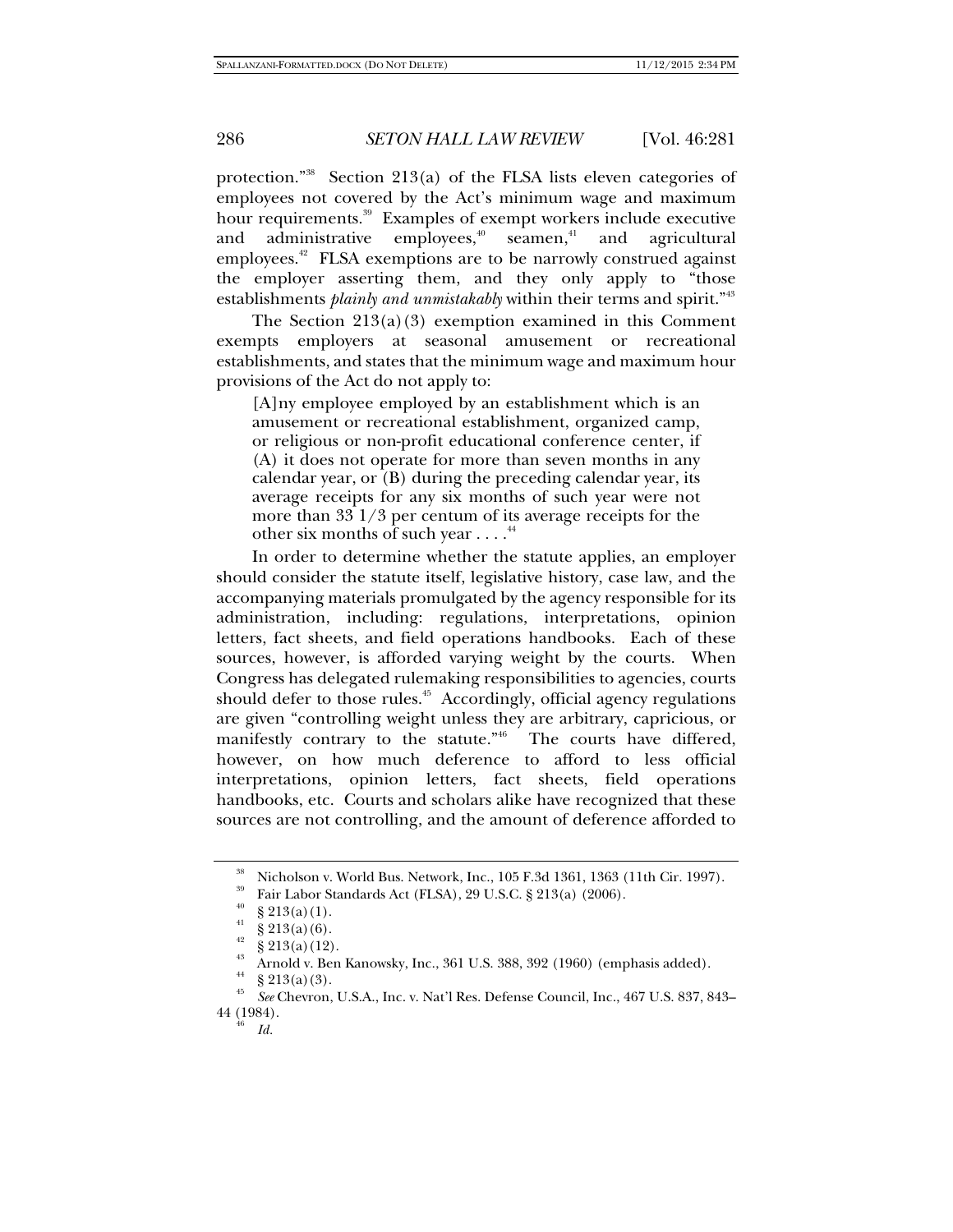protection."[38] Section 213(a) of the FLSA lists eleven categories of employees not covered by the Act's minimum wage and maximum hour requirements.[39] Examples of exempt workers include executive and administrative employees,[40] seamen,[41] and agricultural employees.[42] FLSA exemptions are to be narrowly construed against the employer asserting them, and they only apply to "those establishments *plainly and unmistakably* within their terms and spirit."[43]

The Section 213(a)(3) exemption examined in this Comment exempts employers at seasonal amusement or recreational establishments, and states that the minimum wage and maximum hour provisions of the Act do not apply to:

> [A]ny employee employed by an establishment which is an amusement or recreational establishment, organized camp, or religious or non-profit educational conference center, if (A) it does not operate for more than seven months in any calendar year, or (B) during the preceding calendar year, its average receipts for any six months of such year were not more than 33 1/3 per centum of its average receipts for the other six months of such year . . . .[44]

In order to determine whether the statute applies, an employer should consider the statute itself, legislative history, case law, and the accompanying materials promulgated by the agency responsible for its administration, including: regulations, interpretations, opinion letters, fact sheets, and field operations handbooks. Each of these sources, however, is afforded varying weight by the courts. When Congress has delegated rulemaking responsibilities to agencies, courts should defer to those rules.[45] Accordingly, official agency regulations are given "controlling weight unless they are arbitrary, capricious, or manifestly contrary to the statute."[46] The courts have differed, however, on how much deference to afford to less official interpretations, opinion letters, fact sheets, field operations handbooks, etc. Courts and scholars alike have recognized that these sources are not controlling, and the amount of deference afforded to

---

[38] Nicholson v. World Bus. Network, Inc., 105 F.3d 1361, 1363 (11th Cir. 1997).

[39] Fair Labor Standards Act (FLSA), 29 U.S.C. § 213(a) (2006).

[40] § 213(a)(1).

[41] § 213(a)(6).

[42] § 213(a)(12).

[43] Arnold v. Ben Kanowsky, Inc., 361 U.S. 388, 392 (1960) (emphasis added).

[44] § 213(a)(3).

[45] *See* Chevron, U.S.A., Inc. v. Nat'l Res. Defense Council, Inc., 467 U.S. 837, 843–44 (1984).

[46] *Id.*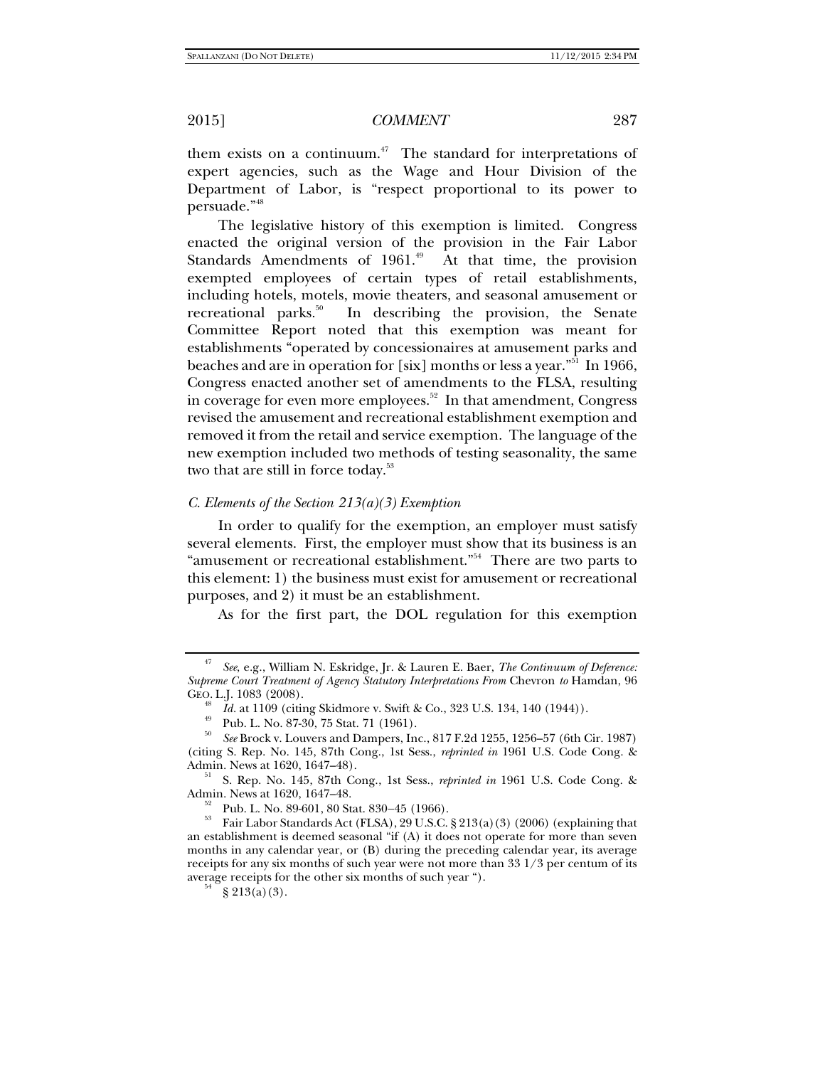them exists on a continuum.[47] The standard for interpretations of expert agencies, such as the Wage and Hour Division of the Department of Labor, is "respect proportional to its power to persuade."[48]

The legislative history of this exemption is limited. Congress enacted the original version of the provision in the Fair Labor Standards Amendments of 1961.[49] At that time, the provision exempted employees of certain types of retail establishments, including hotels, motels, movie theaters, and seasonal amusement or recreational parks.[50] In describing the provision, the Senate Committee Report noted that this exemption was meant for establishments "operated by concessionaires at amusement parks and beaches and are in operation for [six] months or less a year."[51] In 1966, Congress enacted another set of amendments to the FLSA, resulting in coverage for even more employees.[52] In that amendment, Congress revised the amusement and recreational establishment exemption and removed it from the retail and service exemption. The language of the new exemption included two methods of testing seasonality, the same two that are still in force today.[53]

### *C. Elements of the Section 213(a)(3) Exemption*

In order to qualify for the exemption, an employer must satisfy several elements. First, the employer must show that its business is an "amusement or recreational establishment."[54] There are two parts to this element: 1) the business must exist for amusement or recreational purposes, and 2) it must be an establishment.

As for the first part, the DOL regulation for this exemption

---

[47] *See*, e.g., William N. Eskridge, Jr. & Lauren E. Baer, *The Continuum of Deference: Supreme Court Treatment of Agency Statutory Interpretations From* Chevron *to* Hamdan, 96 GEO. L.J. 1083 (2008).

[48] *Id.* at 1109 (citing Skidmore v. Swift & Co., 323 U.S. 134, 140 (1944)).

[49] Pub. L. No. 87-30, 75 Stat. 71 (1961).

[50] *See* Brock v. Louvers and Dampers, Inc., 817 F.2d 1255, 1256–57 (6th Cir. 1987) (citing S. Rep. No. 145, 87th Cong., 1st Sess., *reprinted in* 1961 U.S. Code Cong. & Admin. News at 1620, 1647–48).

[51] S. Rep. No. 145, 87th Cong., 1st Sess., *reprinted in* 1961 U.S. Code Cong. & Admin. News at 1620, 1647–48.

[52] Pub. L. No. 89-601, 80 Stat. 830–45 (1966).

[53] Fair Labor Standards Act (FLSA), 29 U.S.C. § 213(a)(3) (2006) (explaining that an establishment is deemed seasonal "if (A) it does not operate for more than seven months in any calendar year, or (B) during the preceding calendar year, its average receipts for any six months of such year were not more than 33 1/3 per centum of its average receipts for the other six months of such year ").

[54] § 213(a)(3).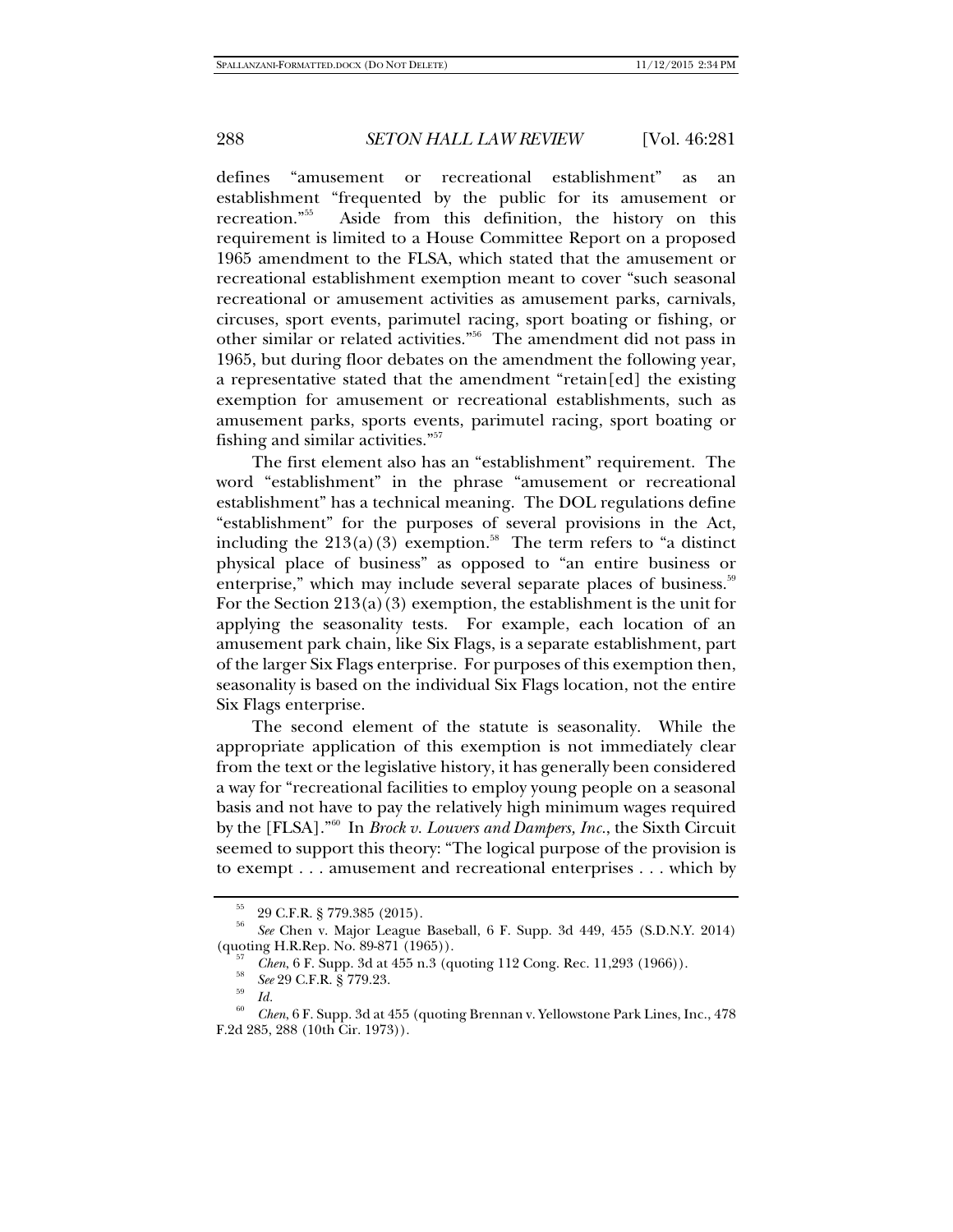defines "amusement or recreational establishment" as an establishment "frequented by the public for its amusement or recreation."[55] Aside from this definition, the history on this requirement is limited to a House Committee Report on a proposed 1965 amendment to the FLSA, which stated that the amusement or recreational establishment exemption meant to cover "such seasonal recreational or amusement activities as amusement parks, carnivals, circuses, sport events, parimutel racing, sport boating or fishing, or other similar or related activities."[56] The amendment did not pass in 1965, but during floor debates on the amendment the following year, a representative stated that the amendment "retain[ed] the existing exemption for amusement or recreational establishments, such as amusement parks, sports events, parimutel racing, sport boating or fishing and similar activities."[57]

The first element also has an "establishment" requirement. The word "establishment" in the phrase "amusement or recreational establishment" has a technical meaning. The DOL regulations define "establishment" for the purposes of several provisions in the Act, including the 213(a)(3) exemption.[58] The term refers to "a distinct physical place of business" as opposed to "an entire business or enterprise," which may include several separate places of business.[59] For the Section 213(a)(3) exemption, the establishment is the unit for applying the seasonality tests. For example, each location of an amusement park chain, like Six Flags, is a separate establishment, part of the larger Six Flags enterprise. For purposes of this exemption then, seasonality is based on the individual Six Flags location, not the entire Six Flags enterprise.

The second element of the statute is seasonality. While the appropriate application of this exemption is not immediately clear from the text or the legislative history, it has generally been considered a way for "recreational facilities to employ young people on a seasonal basis and not have to pay the relatively high minimum wages required by the [FLSA]."[60] In *Brock v. Louvers and Dampers, Inc.*, the Sixth Circuit seemed to support this theory: "The logical purpose of the provision is to exempt . . . amusement and recreational enterprises . . . which by

---

[55] 29 C.F.R. § 779.385 (2015).

[56] *See* Chen v. Major League Baseball, 6 F. Supp. 3d 449, 455 (S.D.N.Y. 2014) (quoting H.R.Rep. No. 89-871 (1965)).

[57] *Chen*, 6 F. Supp. 3d at 455 n.3 (quoting 112 Cong. Rec. 11,293 (1966)).

[58] *See* 29 C.F.R. § 779.23.

[59] *Id.*

[60] *Chen*, 6 F. Supp. 3d at 455 (quoting Brennan v. Yellowstone Park Lines, Inc., 478 F.2d 285, 288 (10th Cir. 1973)).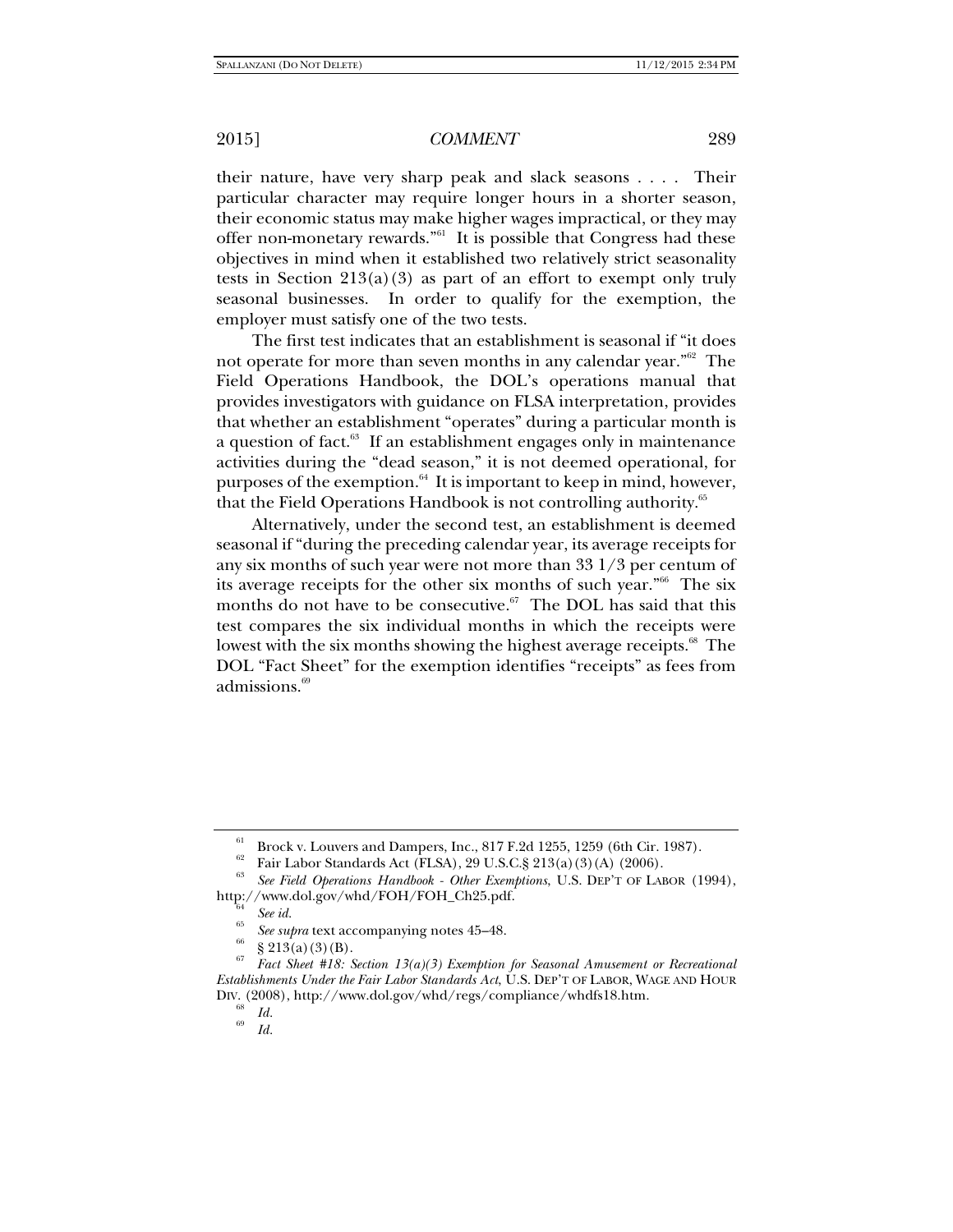their nature, have very sharp peak and slack seasons . . . . Their particular character may require longer hours in a shorter season, their economic status may make higher wages impractical, or they may offer non-monetary rewards."[61] It is possible that Congress had these objectives in mind when it established two relatively strict seasonality tests in Section 213(a)(3) as part of an effort to exempt only truly seasonal businesses. In order to qualify for the exemption, the employer must satisfy one of the two tests.

The first test indicates that an establishment is seasonal if "it does not operate for more than seven months in any calendar year."[62] The Field Operations Handbook, the DOL's operations manual that provides investigators with guidance on FLSA interpretation, provides that whether an establishment "operates" during a particular month is a question of fact.[63] If an establishment engages only in maintenance activities during the "dead season," it is not deemed operational, for purposes of the exemption.[64] It is important to keep in mind, however, that the Field Operations Handbook is not controlling authority.[65]

Alternatively, under the second test, an establishment is deemed seasonal if "during the preceding calendar year, its average receipts for any six months of such year were not more than 33 1/3 per centum of its average receipts for the other six months of such year."[66] The six months do not have to be consecutive.[67] The DOL has said that this test compares the six individual months in which the receipts were lowest with the six months showing the highest average receipts.[68] The DOL "Fact Sheet" for the exemption identifies "receipts" as fees from admissions.[69]

---

[61] Brock v. Louvers and Dampers, Inc., 817 F.2d 1255, 1259 (6th Cir. 1987).

[62] Fair Labor Standards Act (FLSA), 29 U.S.C.§ 213(a)(3)(A) (2006).

[63] *See Field Operations Handbook - Other Exemptions*, U.S. DEP'T OF LABOR (1994), http://www.dol.gov/whd/FOH/FOH_Ch25.pdf.

[64] *See id.*

[65] *See supra* text accompanying notes 45–48.

[66] § 213(a)(3)(B).

[67] *Fact Sheet #18: Section 13(a)(3) Exemption for Seasonal Amusement or Recreational Establishments Under the Fair Labor Standards Act*, U.S. DEP'T OF LABOR, WAGE AND HOUR DIV. (2008), http://www.dol.gov/whd/regs/compliance/whdfs18.htm.

[68] *Id.*

[69] *Id.*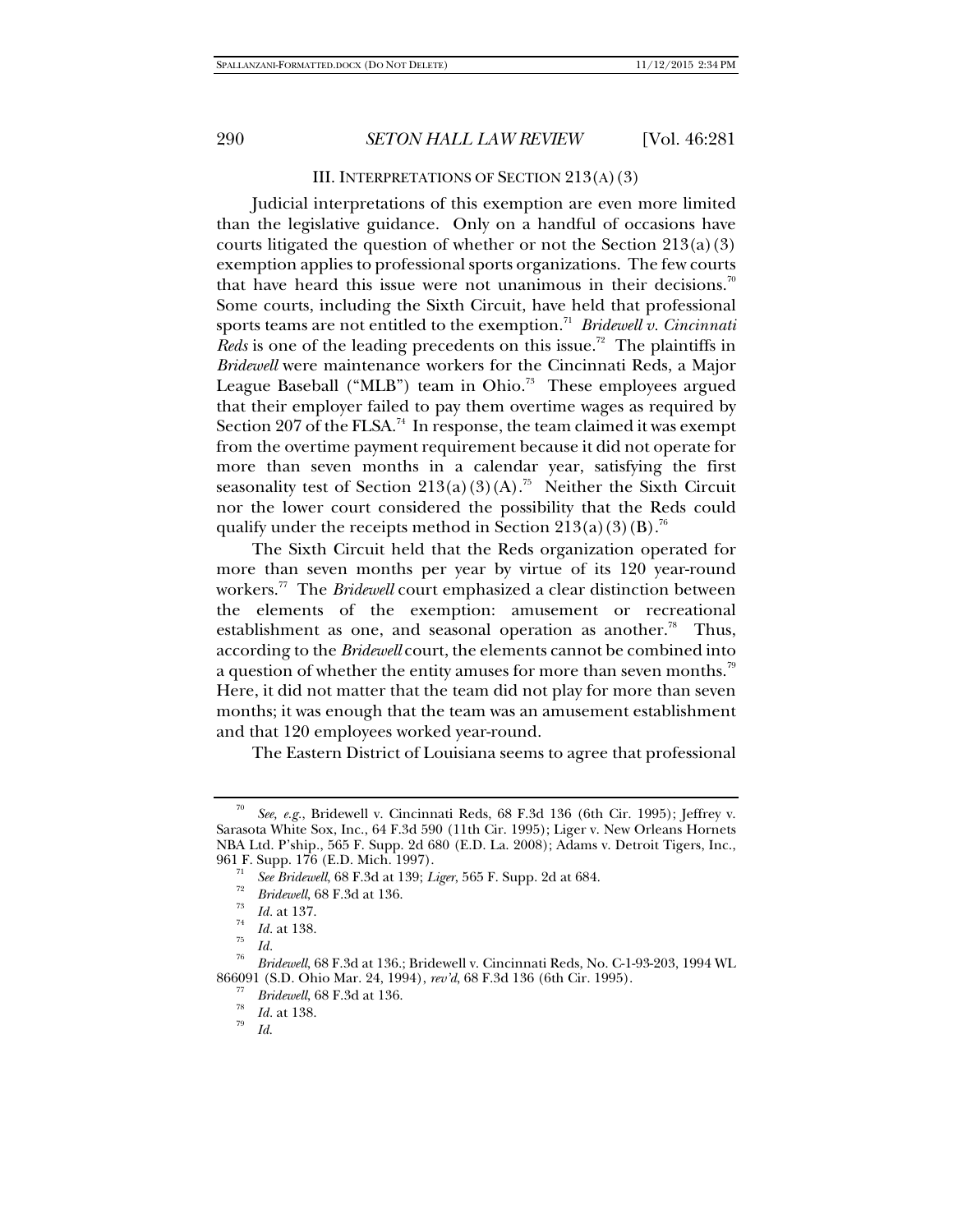## III. INTERPRETATIONS OF SECTION 213(A)(3)

Judicial interpretations of this exemption are even more limited than the legislative guidance. Only on a handful of occasions have courts litigated the question of whether or not the Section 213(a)(3) exemption applies to professional sports organizations. The few courts that have heard this issue were not unanimous in their decisions.[70] Some courts, including the Sixth Circuit, have held that professional sports teams are not entitled to the exemption.[71] *Bridewell v. Cincinnati Reds* is one of the leading precedents on this issue.[72] The plaintiffs in *Bridewell* were maintenance workers for the Cincinnati Reds, a Major League Baseball ("MLB") team in Ohio.[73] These employees argued that their employer failed to pay them overtime wages as required by Section 207 of the FLSA.[74] In response, the team claimed it was exempt from the overtime payment requirement because it did not operate for more than seven months in a calendar year, satisfying the first seasonality test of Section 213(a)(3)(A).[75] Neither the Sixth Circuit nor the lower court considered the possibility that the Reds could qualify under the receipts method in Section 213(a)(3)(B).[76]

The Sixth Circuit held that the Reds organization operated for more than seven months per year by virtue of its 120 year-round workers.[77] The *Bridewell* court emphasized a clear distinction between the elements of the exemption: amusement or recreational establishment as one, and seasonal operation as another.[78] Thus, according to the *Bridewell* court, the elements cannot be combined into a question of whether the entity amuses for more than seven months.[79] Here, it did not matter that the team did not play for more than seven months; it was enough that the team was an amusement establishment and that 120 employees worked year-round.

The Eastern District of Louisiana seems to agree that professional

---

[70] *See, e.g.*, Bridewell v. Cincinnati Reds, 68 F.3d 136 (6th Cir. 1995); Jeffrey v. Sarasota White Sox, Inc., 64 F.3d 590 (11th Cir. 1995); Liger v. New Orleans Hornets NBA Ltd. P'ship., 565 F. Supp. 2d 680 (E.D. La. 2008); Adams v. Detroit Tigers, Inc., 961 F. Supp. 176 (E.D. Mich. 1997).

[71] *See Bridewell*, 68 F.3d at 139; *Liger*, 565 F. Supp. 2d at 684.

[72] *Bridewell*, 68 F.3d at 136.

[73] *Id.* at 137.

[74] *Id.* at 138.

[75] *Id.*

[76] *Bridewell*, 68 F.3d at 136.; Bridewell v. Cincinnati Reds, No. C-1-93-203, 1994 WL 866091 (S.D. Ohio Mar. 24, 1994), *rev'd*, 68 F.3d 136 (6th Cir. 1995).

[77] *Bridewell*, 68 F.3d at 136.

[78] *Id.* at 138.

[79] *Id.*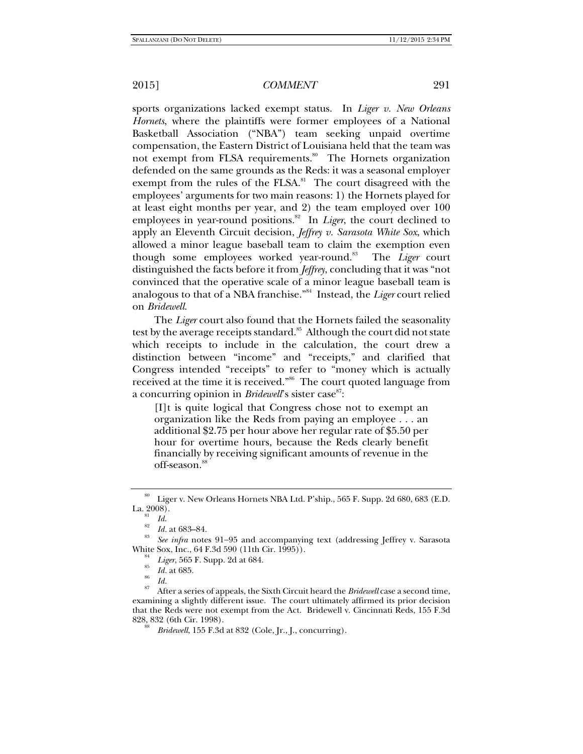sports organizations lacked exempt status. In *Liger v. New Orleans Hornets*, where the plaintiffs were former employees of a National Basketball Association ("NBA") team seeking unpaid overtime compensation, the Eastern District of Louisiana held that the team was not exempt from FLSA requirements.[80] The Hornets organization defended on the same grounds as the Reds: it was a seasonal employer exempt from the rules of the FLSA.[81] The court disagreed with the employees' arguments for two main reasons: 1) the Hornets played for at least eight months per year, and 2) the team employed over 100 employees in year-round positions.[82] In *Liger*, the court declined to apply an Eleventh Circuit decision, *Jeffrey v. Sarasota White Sox*, which allowed a minor league baseball team to claim the exemption even though some employees worked year-round.[83] The *Liger* court distinguished the facts before it from *Jeffrey*, concluding that it was "not convinced that the operative scale of a minor league baseball team is analogous to that of a NBA franchise."[84] Instead, the *Liger* court relied on *Bridewell*.

The *Liger* court also found that the Hornets failed the seasonality test by the average receipts standard.[85] Although the court did not state which receipts to include in the calculation, the court drew a distinction between "income" and "receipts," and clarified that Congress intended "receipts" to refer to "money which is actually received at the time it is received."[86] The court quoted language from a concurring opinion in *Bridewell*'s sister case[87]:

> [I]t is quite logical that Congress chose not to exempt an organization like the Reds from paying an employee . . . an additional $2.75 per hour above her regular rate of $5.50 per hour for overtime hours, because the Reds clearly benefit financially by receiving significant amounts of revenue in the off-season.[88]

---

[80] Liger v. New Orleans Hornets NBA Ltd. P'ship., 565 F. Supp. 2d 680, 683 (E.D. La. 2008).

[81] *Id.*

[82] *Id.* at 683–84.

[83] *See infra* notes 91–95 and accompanying text (addressing Jeffrey v. Sarasota White Sox, Inc., 64 F.3d 590 (11th Cir. 1995)).

[84] *Liger*, 565 F. Supp. 2d at 684.

[85] *Id.* at 685.

[86] *Id.*

[87] After a series of appeals, the Sixth Circuit heard the *Bridewell* case a second time, examining a slightly different issue. The court ultimately affirmed its prior decision that the Reds were not exempt from the Act. Bridewell v. Cincinnati Reds, 155 F.3d 828, 832 (6th Cir. 1998).

[88] *Bridewell*, 155 F.3d at 832 (Cole, Jr., J., concurring).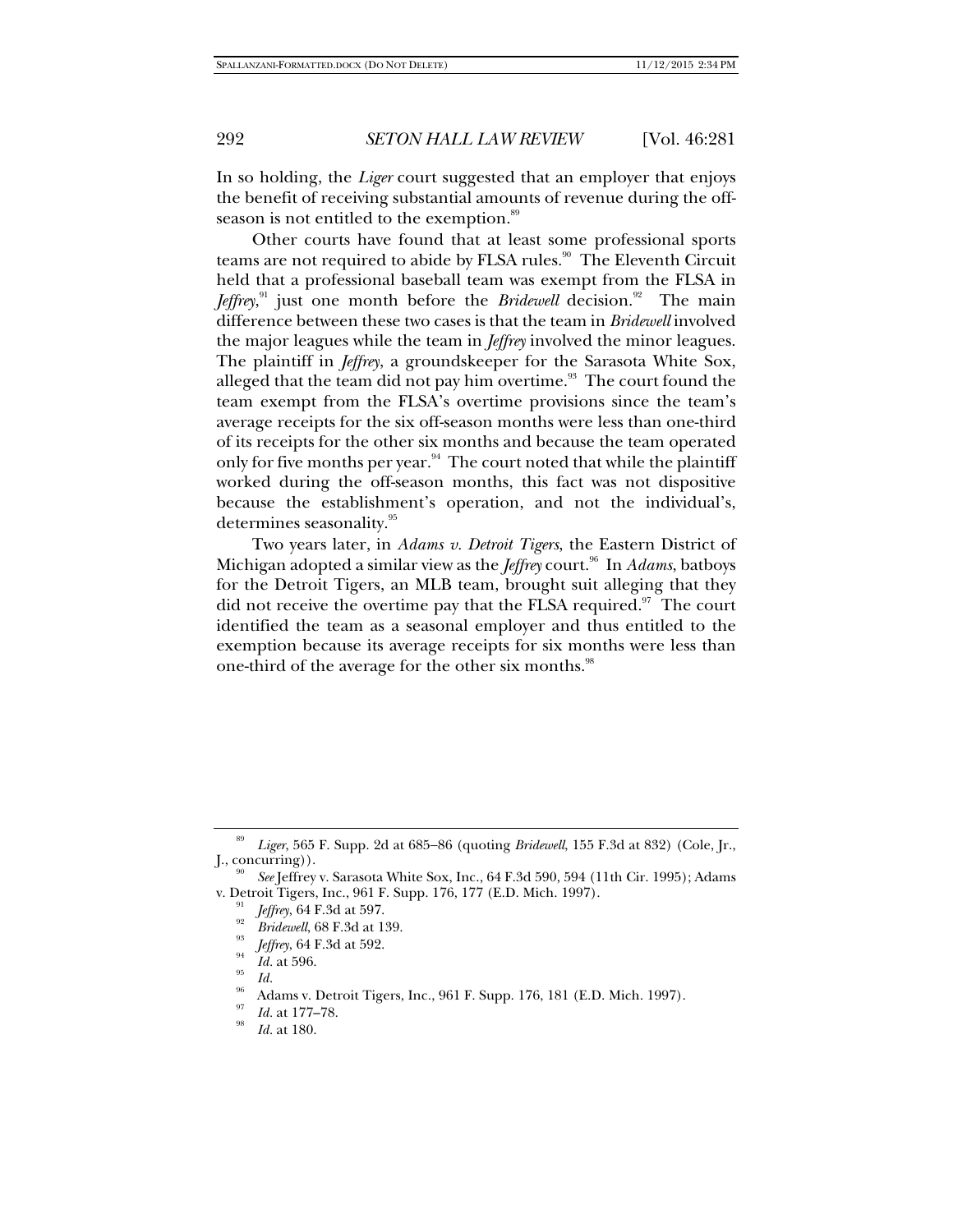In so holding, the *Liger* court suggested that an employer that enjoys the benefit of receiving substantial amounts of revenue during the off-season is not entitled to the exemption.[89]

Other courts have found that at least some professional sports teams are not required to abide by FLSA rules.[90] The Eleventh Circuit held that a professional baseball team was exempt from the FLSA in *Jeffrey*,[91] just one month before the *Bridewell* decision.[92] The main difference between these two cases is that the team in *Bridewell* involved the major leagues while the team in *Jeffrey* involved the minor leagues. The plaintiff in *Jeffrey*, a groundskeeper for the Sarasota White Sox, alleged that the team did not pay him overtime.[93] The court found the team exempt from the FLSA's overtime provisions since the team's average receipts for the six off-season months were less than one-third of its receipts for the other six months and because the team operated only for five months per year.[94] The court noted that while the plaintiff worked during the off-season months, this fact was not dispositive because the establishment's operation, and not the individual's, determines seasonality.[95]

Two years later, in *Adams v. Detroit Tigers*, the Eastern District of Michigan adopted a similar view as the *Jeffrey* court.[96] In *Adams*, batboys for the Detroit Tigers, an MLB team, brought suit alleging that they did not receive the overtime pay that the FLSA required.[97] The court identified the team as a seasonal employer and thus entitled to the exemption because its average receipts for six months were less than one-third of the average for the other six months.[98]

---

[89] *Liger*, 565 F. Supp. 2d at 685–86 (quoting *Bridewell*, 155 F.3d at 832) (Cole, Jr., J., concurring)).

[90] *See* Jeffrey v. Sarasota White Sox, Inc., 64 F.3d 590, 594 (11th Cir. 1995); Adams v. Detroit Tigers, Inc., 961 F. Supp. 176, 177 (E.D. Mich. 1997).

[91] *Jeffrey*, 64 F.3d at 597.

[92] *Bridewell*, 68 F.3d at 139.

[93] *Jeffrey*, 64 F.3d at 592.

[94] *Id.* at 596.

[95] *Id.*

[96] Adams v. Detroit Tigers, Inc., 961 F. Supp. 176, 181 (E.D. Mich. 1997).

[97] *Id.* at 177–78.

[98] *Id.* at 180.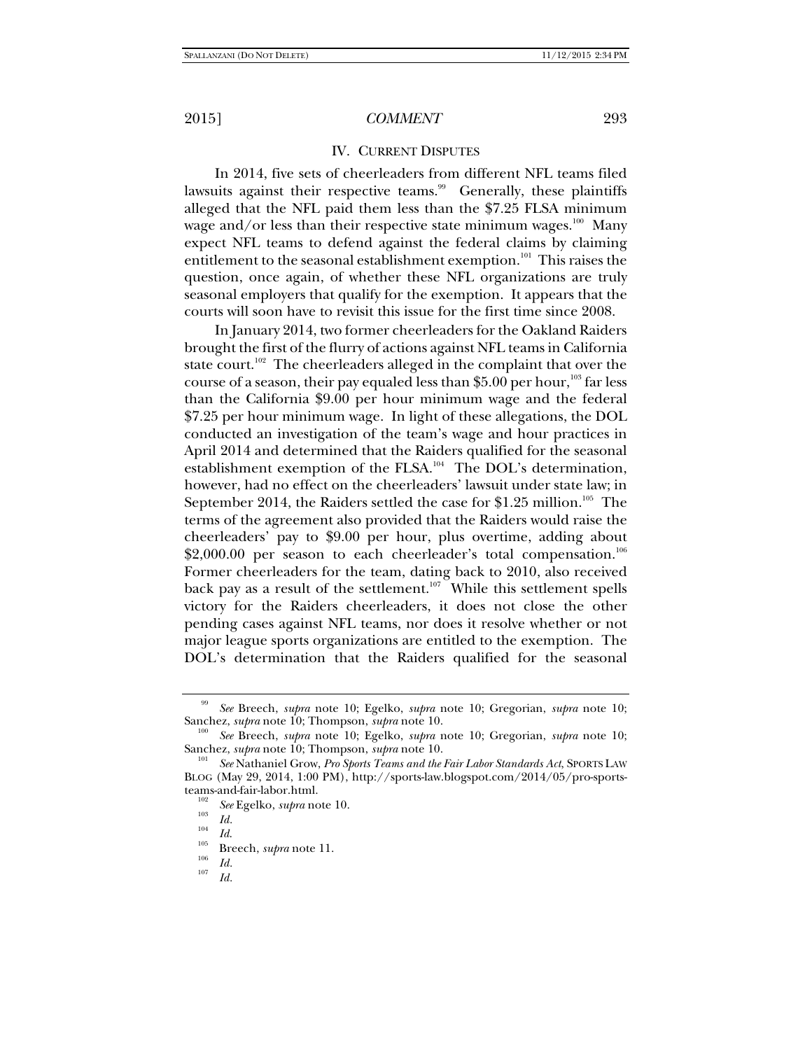## IV. CURRENT DISPUTES

In 2014, five sets of cheerleaders from different NFL teams filed lawsuits against their respective teams.[99] Generally, these plaintiffs alleged that the NFL paid them less than the $7.25 FLSA minimum wage and/or less than their respective state minimum wages.[100] Many expect NFL teams to defend against the federal claims by claiming entitlement to the seasonal establishment exemption.[101] This raises the question, once again, of whether these NFL organizations are truly seasonal employers that qualify for the exemption. It appears that the courts will soon have to revisit this issue for the first time since 2008.

In January 2014, two former cheerleaders for the Oakland Raiders brought the first of the flurry of actions against NFL teams in California state court.[102] The cheerleaders alleged in the complaint that over the course of a season, their pay equaled less than $5.00 per hour,[103] far less than the California $9.00 per hour minimum wage and the federal $7.25 per hour minimum wage. In light of these allegations, the DOL conducted an investigation of the team's wage and hour practices in April 2014 and determined that the Raiders qualified for the seasonal establishment exemption of the FLSA.[104] The DOL's determination, however, had no effect on the cheerleaders' lawsuit under state law; in September 2014, the Raiders settled the case for $1.25 million.[105] The terms of the agreement also provided that the Raiders would raise the cheerleaders' pay to $9.00 per hour, plus overtime, adding about $2,000.00 per season to each cheerleader's total compensation.[106] Former cheerleaders for the team, dating back to 2010, also received back pay as a result of the settlement.[107] While this settlement spells victory for the Raiders cheerleaders, it does not close the other pending cases against NFL teams, nor does it resolve whether or not major league sports organizations are entitled to the exemption. The DOL's determination that the Raiders qualified for the seasonal

---

[99] *See* Breech, *supra* note 10; Egelko, *supra* note 10; Gregorian, *supra* note 10; Sanchez, *supra* note 10; Thompson, *supra* note 10.

[100] *See* Breech, *supra* note 10; Egelko, *supra* note 10; Gregorian, *supra* note 10; Sanchez, *supra* note 10; Thompson, *supra* note 10.

[101] *See* Nathaniel Grow, *Pro Sports Teams and the Fair Labor Standards Act*, SPORTS LAW BLOG (May 29, 2014, 1:00 PM), http://sports-law.blogspot.com/2014/05/pro-sports-teams-and-fair-labor.html.

[102] *See* Egelko, *supra* note 10.

[103] *Id.*

[104] *Id.*

[105] Breech, *supra* note 11.

[106] *Id.*

[107] *Id.*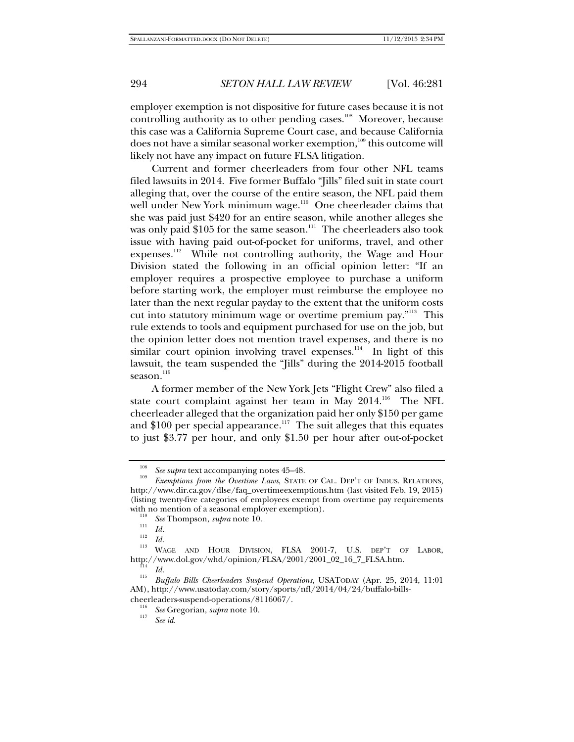employer exemption is not dispositive for future cases because it is not controlling authority as to other pending cases.[108] Moreover, because this case was a California Supreme Court case, and because California does not have a similar seasonal worker exemption,[109] this outcome will likely not have any impact on future FLSA litigation.

Current and former cheerleaders from four other NFL teams filed lawsuits in 2014. Five former Buffalo "Jills" filed suit in state court alleging that, over the course of the entire season, the NFL paid them well under New York minimum wage.[110] One cheerleader claims that she was paid just $420 for an entire season, while another alleges she was only paid $105 for the same season.[111] The cheerleaders also took issue with having paid out-of-pocket for uniforms, travel, and other expenses.[112] While not controlling authority, the Wage and Hour Division stated the following in an official opinion letter: "If an employer requires a prospective employee to purchase a uniform before starting work, the employer must reimburse the employee no later than the next regular payday to the extent that the uniform costs cut into statutory minimum wage or overtime premium pay."[113] This rule extends to tools and equipment purchased for use on the job, but the opinion letter does not mention travel expenses, and there is no similar court opinion involving travel expenses.[114] In light of this lawsuit, the team suspended the "Jills" during the 2014-2015 football season.[115]

A former member of the New York Jets "Flight Crew" also filed a state court complaint against her team in May 2014.[116] The NFL cheerleader alleged that the organization paid her only $150 per game and $100 per special appearance.[117] The suit alleges that this equates to just $3.77 per hour, and only $1.50 per hour after out-of-pocket

---

[108] *See supra* text accompanying notes 45–48.

[109] *Exemptions from the Overtime Laws*, STATE OF CAL. DEP'T OF INDUS. RELATIONS, http://www.dir.ca.gov/dlse/faq_overtimeexemptions.htm (last visited Feb. 19, 2015) (listing twenty-five categories of employees exempt from overtime pay requirements with no mention of a seasonal employer exemption).

[110] *See* Thompson, *supra* note 10.

[111] *Id.*

[112] *Id.*

[113] WAGE AND HOUR DIVISION, FLSA 2001-7, U.S. DEP'T OF LABOR, http://www.dol.gov/whd/opinion/FLSA/2001/2001_02_16_7_FLSA.htm.

[114] *Id.*

[115] *Buffalo Bills Cheerleaders Suspend Operations*, USATODAY (Apr. 25, 2014, 11:01 AM), http://www.usatoday.com/story/sports/nfl/2014/04/24/buffalo-bills-cheerleaders-suspend-operations/8116067/.

[116] *See* Gregorian, *supra* note 10.

[117] *See id.*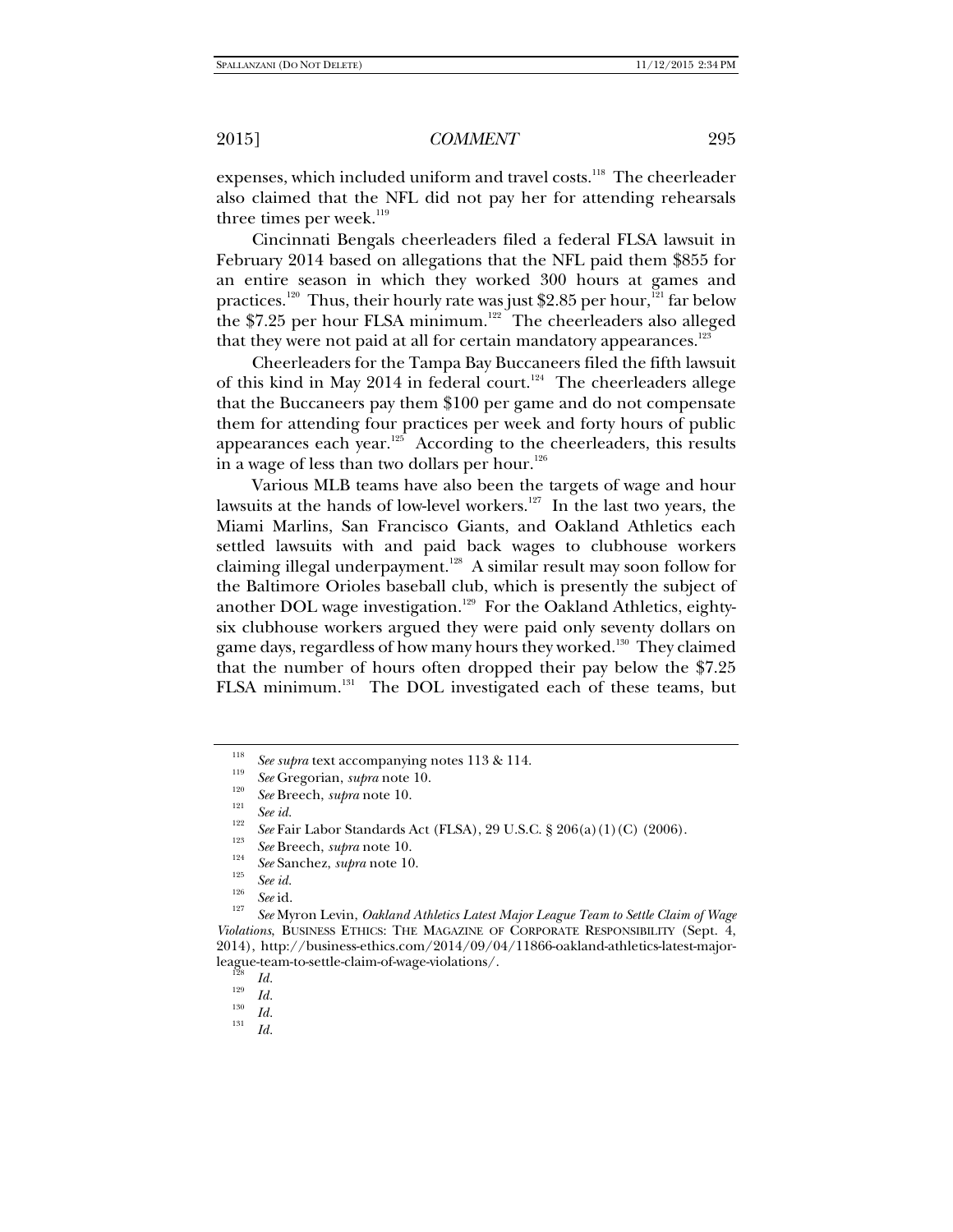expenses, which included uniform and travel costs.[118] The cheerleader also claimed that the NFL did not pay her for attending rehearsals three times per week.[119]

Cincinnati Bengals cheerleaders filed a federal FLSA lawsuit in February 2014 based on allegations that the NFL paid them $855 for an entire season in which they worked 300 hours at games and practices.[120] Thus, their hourly rate was just $2.85 per hour,[121] far below the $7.25 per hour FLSA minimum.[122] The cheerleaders also alleged that they were not paid at all for certain mandatory appearances.[123]

Cheerleaders for the Tampa Bay Buccaneers filed the fifth lawsuit of this kind in May 2014 in federal court.[124] The cheerleaders allege that the Buccaneers pay them $100 per game and do not compensate them for attending four practices per week and forty hours of public appearances each year.[125] According to the cheerleaders, this results in a wage of less than two dollars per hour.[126]

Various MLB teams have also been the targets of wage and hour lawsuits at the hands of low-level workers.[127] In the last two years, the Miami Marlins, San Francisco Giants, and Oakland Athletics each settled lawsuits with and paid back wages to clubhouse workers claiming illegal underpayment.[128] A similar result may soon follow for the Baltimore Orioles baseball club, which is presently the subject of another DOL wage investigation.[129] For the Oakland Athletics, eighty-six clubhouse workers argued they were paid only seventy dollars on game days, regardless of how many hours they worked.[130] They claimed that the number of hours often dropped their pay below the $7.25 FLSA minimum.[131] The DOL investigated each of these teams, but

---

[118] *See supra* text accompanying notes 113 & 114.

[119] *See* Gregorian, *supra* note 10.

[120] *See* Breech, *supra* note 10.

[121] *See id.*

[122] *See* Fair Labor Standards Act (FLSA), 29 U.S.C. § 206(a)(1)(C) (2006).

[123] *See* Breech, *supra* note 10.

[124] *See* Sanchez, *supra* note 10.

[125] *See id.*

[126] *See* id.

[127] *See* Myron Levin, *Oakland Athletics Latest Major League Team to Settle Claim of Wage Violations*, BUSINESS ETHICS: THE MAGAZINE OF CORPORATE RESPONSIBILITY (Sept. 4, 2014), http://business-ethics.com/2014/09/04/11866-oakland-athletics-latest-major-league-team-to-settle-claim-of-wage-violations/.

[128] *Id.*

[129] *Id.*

[130] *Id.*

[131] *Id.*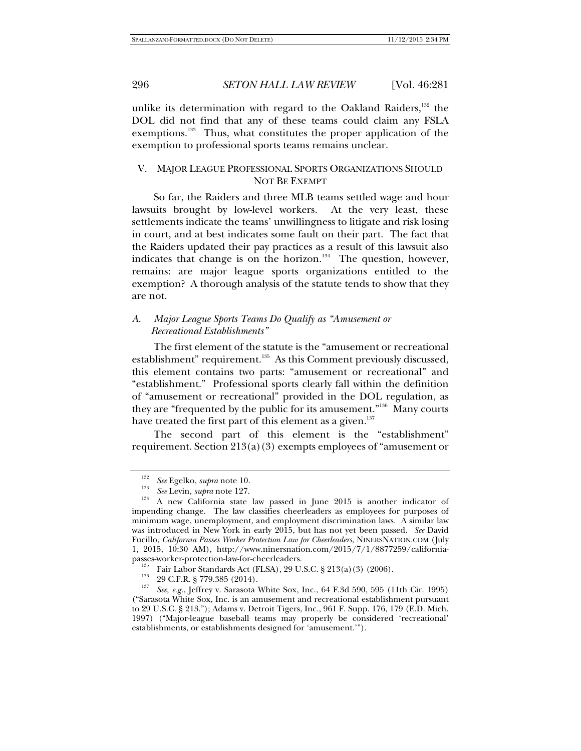unlike its determination with regard to the Oakland Raiders,[132] the DOL did not find that any of these teams could claim any FSLA exemptions.[133] Thus, what constitutes the proper application of the exemption to professional sports teams remains unclear.

## V. MAJOR LEAGUE PROFESSIONAL SPORTS ORGANIZATIONS SHOULD NOT BE EXEMPT

So far, the Raiders and three MLB teams settled wage and hour lawsuits brought by low-level workers. At the very least, these settlements indicate the teams' unwillingness to litigate and risk losing in court, and at best indicates some fault on their part. The fact that the Raiders updated their pay practices as a result of this lawsuit also indicates that change is on the horizon.[134] The question, however, remains: are major league sports organizations entitled to the exemption? A thorough analysis of the statute tends to show that they are not.

### *A. Major League Sports Teams Do Qualify as "Amusement or Recreational Establishments"*

The first element of the statute is the "amusement or recreational establishment" requirement.[135] As this Comment previously discussed, this element contains two parts: "amusement or recreational" and "establishment." Professional sports clearly fall within the definition of "amusement or recreational" provided in the DOL regulation, as they are "frequented by the public for its amusement."[136] Many courts have treated the first part of this element as a given.[137]

The second part of this element is the "establishment" requirement. Section 213(a)(3) exempts employees of "amusement or

---

[132] *See* Egelko, *supra* note 10.

[133] *See* Levin, *supra* note 127.

[134] A new California state law passed in June 2015 is another indicator of impending change. The law classifies cheerleaders as employees for purposes of minimum wage, unemployment, and employment discrimination laws. A similar law was introduced in New York in early 2015, but has not yet been passed. *See* David Fucillo, *California Passes Worker Protection Law for Cheerleaders*, NINERSNATION.COM (July 1, 2015, 10:30 AM), http://www.ninersnation.com/2015/7/1/8877259/california-passes-worker-protection-law-for-cheerleaders.

[135] Fair Labor Standards Act (FLSA), 29 U.S.C. § 213(a)(3) (2006).

[136] 29 C.F.R. § 779.385 (2014).

[137] *See, e.g.*, Jeffrey v. Sarasota White Sox, Inc., 64 F.3d 590, 595 (11th Cir. 1995) ("Sarasota White Sox, Inc. is an amusement and recreational establishment pursuant to 29 U.S.C. § 213."); Adams v. Detroit Tigers, Inc., 961 F. Supp. 176, 179 (E.D. Mich. 1997) ("Major-league baseball teams may properly be considered 'recreational' establishments, or establishments designed for 'amusement.'").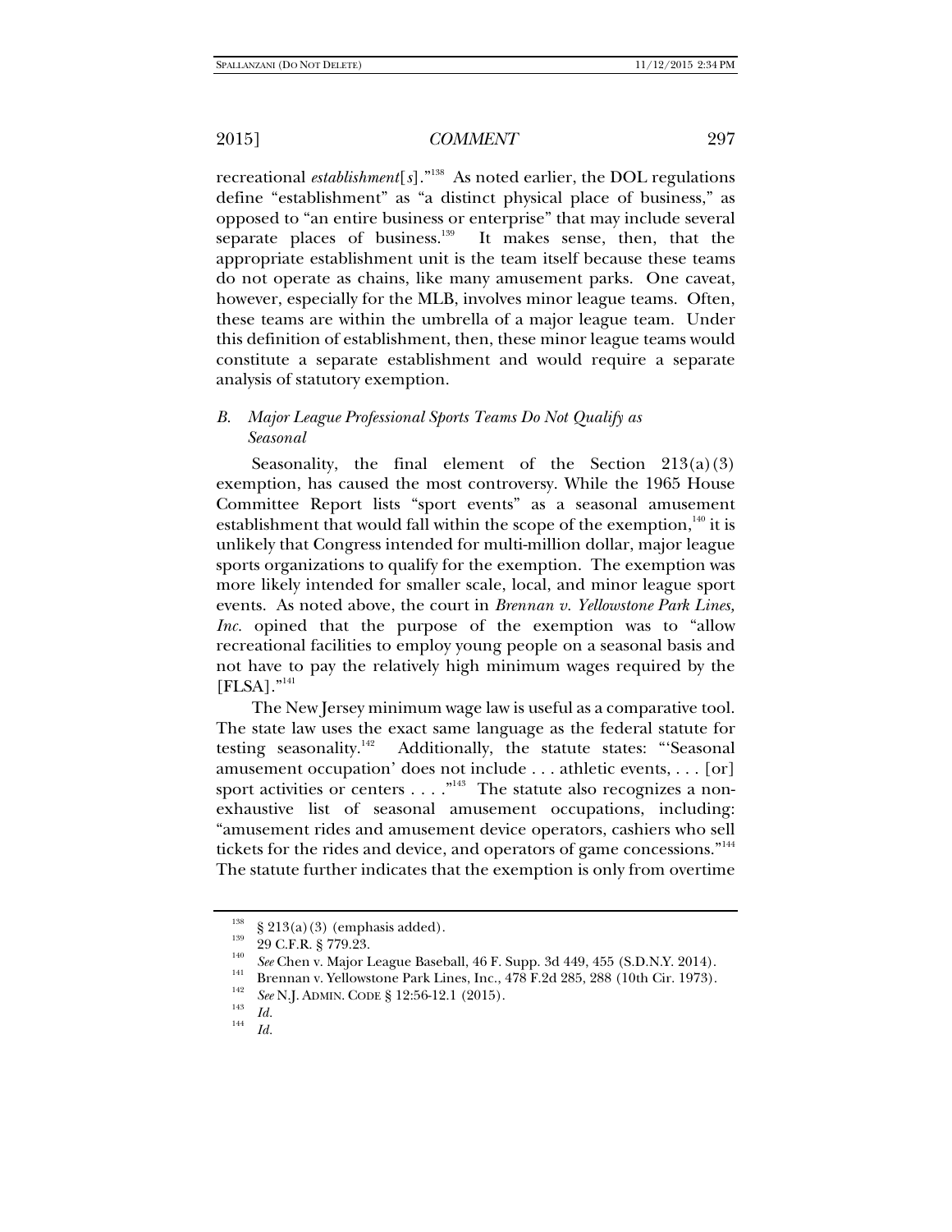recreational *establishment*[*s*]."[138] As noted earlier, the DOL regulations define "establishment" as "a distinct physical place of business," as opposed to "an entire business or enterprise" that may include several separate places of business.[139] It makes sense, then, that the appropriate establishment unit is the team itself because these teams do not operate as chains, like many amusement parks. One caveat, however, especially for the MLB, involves minor league teams. Often, these teams are within the umbrella of a major league team. Under this definition of establishment, then, these minor league teams would constitute a separate establishment and would require a separate analysis of statutory exemption.

### *B. Major League Professional Sports Teams Do Not Qualify as Seasonal*

Seasonality, the final element of the Section 213(a)(3) exemption, has caused the most controversy. While the 1965 House Committee Report lists "sport events" as a seasonal amusement establishment that would fall within the scope of the exemption,[140] it is unlikely that Congress intended for multi-million dollar, major league sports organizations to qualify for the exemption. The exemption was more likely intended for smaller scale, local, and minor league sport events. As noted above, the court in *Brennan v. Yellowstone Park Lines, Inc.* opined that the purpose of the exemption was to "allow recreational facilities to employ young people on a seasonal basis and not have to pay the relatively high minimum wages required by the [FLSA]."[141]

The New Jersey minimum wage law is useful as a comparative tool. The state law uses the exact same language as the federal statute for testing seasonality.[142] Additionally, the statute states: "'Seasonal amusement occupation' does not include . . . athletic events, . . . [or] sport activities or centers . . . ."[143] The statute also recognizes a non-exhaustive list of seasonal amusement occupations, including: "amusement rides and amusement device operators, cashiers who sell tickets for the rides and device, and operators of game concessions."[144] The statute further indicates that the exemption is only from overtime

---

[138] § 213(a)(3) (emphasis added).

[139] 29 C.F.R. § 779.23.

[140] *See* Chen v. Major League Baseball, 46 F. Supp. 3d 449, 455 (S.D.N.Y. 2014).

[141] Brennan v. Yellowstone Park Lines, Inc., 478 F.2d 285, 288 (10th Cir. 1973).

[142] *See* N.J. ADMIN. CODE § 12:56-12.1 (2015).

[143] *Id.*

[144] *Id.*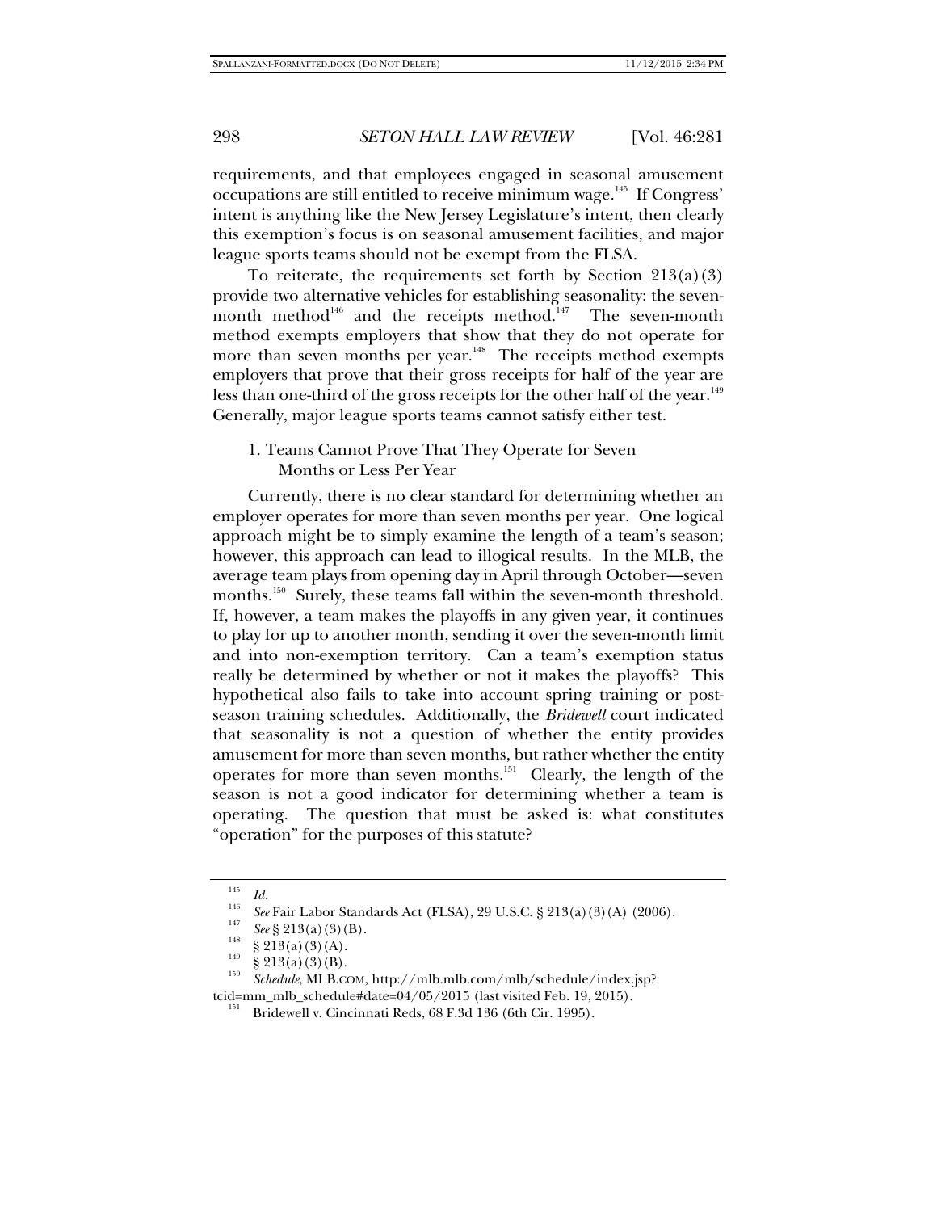requirements, and that employees engaged in seasonal amusement occupations are still entitled to receive minimum wage.[145] If Congress' intent is anything like the New Jersey Legislature's intent, then clearly this exemption's focus is on seasonal amusement facilities, and major league sports teams should not be exempt from the FLSA.

To reiterate, the requirements set forth by Section 213(a)(3) provide two alternative vehicles for establishing seasonality: the seven-month method[146] and the receipts method.[147] The seven-month method exempts employers that show that they do not operate for more than seven months per year.[148] The receipts method exempts employers that prove that their gross receipts for half of the year are less than one-third of the gross receipts for the other half of the year.[149] Generally, major league sports teams cannot satisfy either test.

### 1. Teams Cannot Prove That They Operate for Seven Months or Less Per Year

Currently, there is no clear standard for determining whether an employer operates for more than seven months per year. One logical approach might be to simply examine the length of a team's season; however, this approach can lead to illogical results. In the MLB, the average team plays from opening day in April through October—seven months.[150] Surely, these teams fall within the seven-month threshold. If, however, a team makes the playoffs in any given year, it continues to play for up to another month, sending it over the seven-month limit and into non-exemption territory. Can a team's exemption status really be determined by whether or not it makes the playoffs? This hypothetical also fails to take into account spring training or post-season training schedules. Additionally, the *Bridewell* court indicated that seasonality is not a question of whether the entity provides amusement for more than seven months, but rather whether the entity operates for more than seven months.[151] Clearly, the length of the season is not a good indicator for determining whether a team is operating. The question that must be asked is: what constitutes "operation" for the purposes of this statute?

---

[145] *Id.*

[146] *See* Fair Labor Standards Act (FLSA), 29 U.S.C. § 213(a)(3)(A) (2006).

[147] *See* § 213(a)(3)(B).

[148] § 213(a)(3)(A).

[149] § 213(a)(3)(B).

[150] *Schedule*, MLB.COM, http://mlb.mlb.com/mlb/schedule/index.jsp?tcid=mm_mlb_schedule#date=04/05/2015 (last visited Feb. 19, 2015).

[151] Bridewell v. Cincinnati Reds, 68 F.3d 136 (6th Cir. 1995).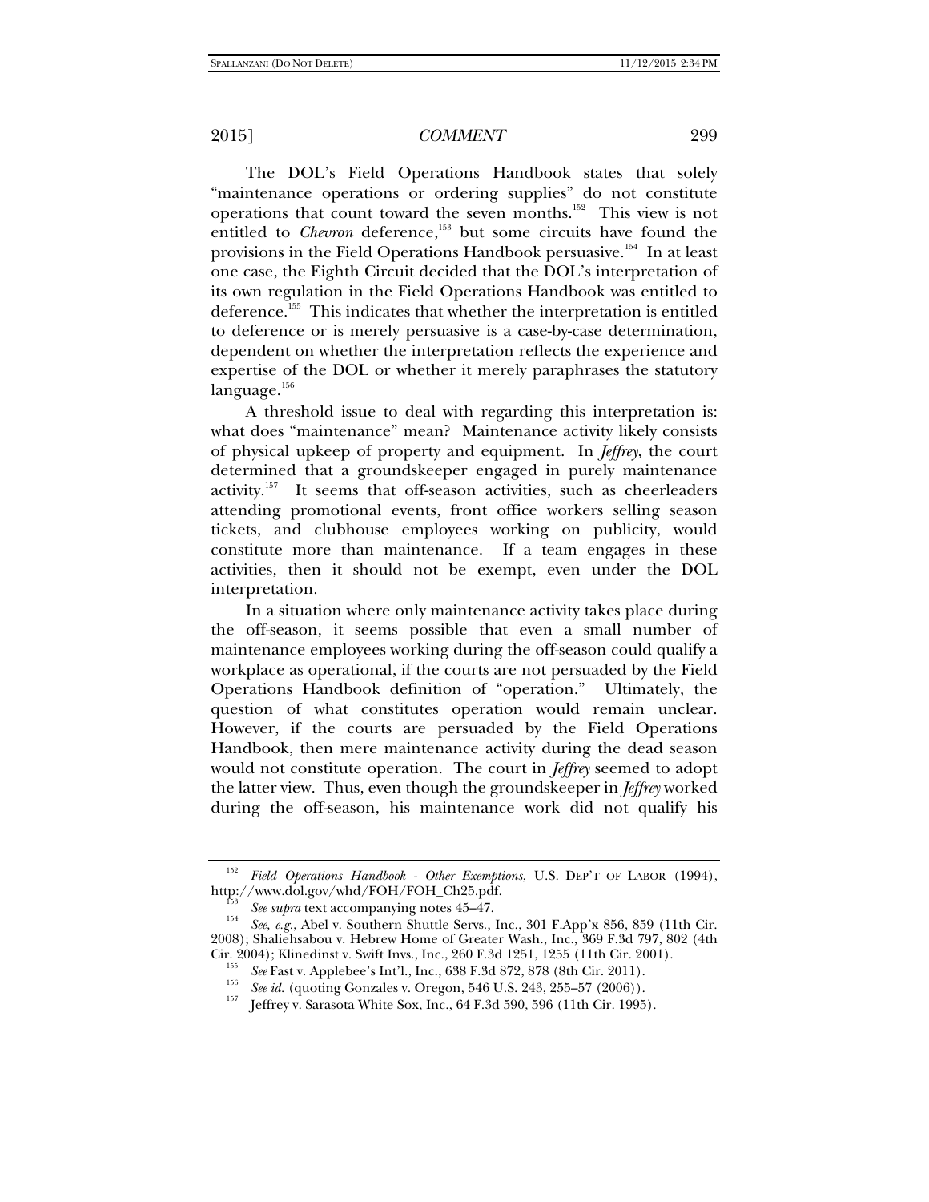The DOL's Field Operations Handbook states that solely "maintenance operations or ordering supplies" do not constitute operations that count toward the seven months.[152] This view is not entitled to *Chevron* deference,[153] but some circuits have found the provisions in the Field Operations Handbook persuasive.[154] In at least one case, the Eighth Circuit decided that the DOL's interpretation of its own regulation in the Field Operations Handbook was entitled to deference.[155] This indicates that whether the interpretation is entitled to deference or is merely persuasive is a case-by-case determination, dependent on whether the interpretation reflects the experience and expertise of the DOL or whether it merely paraphrases the statutory language.[156]

A threshold issue to deal with regarding this interpretation is: what does "maintenance" mean? Maintenance activity likely consists of physical upkeep of property and equipment. In *Jeffrey*, the court determined that a groundskeeper engaged in purely maintenance activity.[157] It seems that off-season activities, such as cheerleaders attending promotional events, front office workers selling season tickets, and clubhouse employees working on publicity, would constitute more than maintenance. If a team engages in these activities, then it should not be exempt, even under the DOL interpretation.

In a situation where only maintenance activity takes place during the off-season, it seems possible that even a small number of maintenance employees working during the off-season could qualify a workplace as operational, if the courts are not persuaded by the Field Operations Handbook definition of "operation." Ultimately, the question of what constitutes operation would remain unclear. However, if the courts are persuaded by the Field Operations Handbook, then mere maintenance activity during the dead season would not constitute operation. The court in *Jeffrey* seemed to adopt the latter view. Thus, even though the groundskeeper in *Jeffrey* worked during the off-season, his maintenance work did not qualify his

---

[152] *Field Operations Handbook - Other Exemptions*, U.S. DEP'T OF LABOR (1994), http://www.dol.gov/whd/FOH/FOH_Ch25.pdf.

[153] *See supra* text accompanying notes 45–47.

[154] *See, e.g.*, Abel v. Southern Shuttle Servs., Inc., 301 F.App'x 856, 859 (11th Cir. 2008); Shaliehsabou v. Hebrew Home of Greater Wash., Inc., 369 F.3d 797, 802 (4th Cir. 2004); Klinedinst v. Swift Invs., Inc., 260 F.3d 1251, 1255 (11th Cir. 2001).

[155] *See* Fast v. Applebee's Int'l., Inc., 638 F.3d 872, 878 (8th Cir. 2011).

[156] *See id.* (quoting Gonzales v. Oregon, 546 U.S. 243, 255–57 (2006)).

[157] Jeffrey v. Sarasota White Sox, Inc., 64 F.3d 590, 596 (11th Cir. 1995).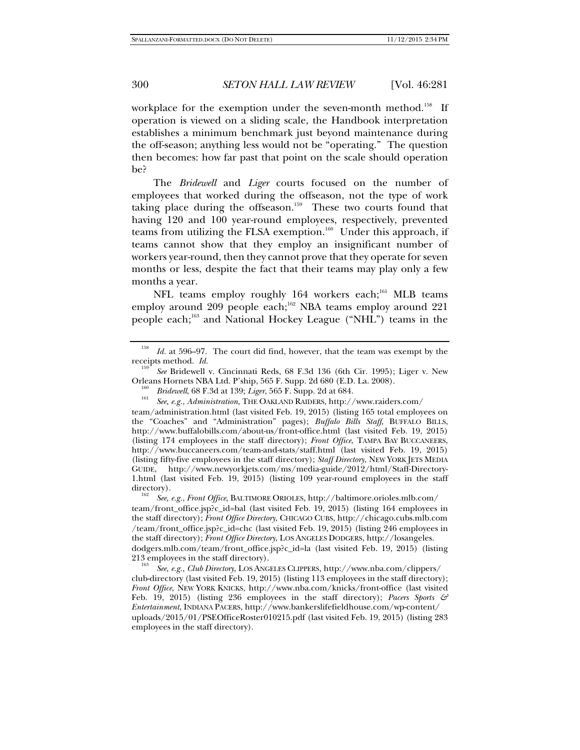workplace for the exemption under the seven-month method.[158] If operation is viewed on a sliding scale, the Handbook interpretation establishes a minimum benchmark just beyond maintenance during the off-season; anything less would not be "operating." The question then becomes: how far past that point on the scale should operation be?

The *Bridewell* and *Liger* courts focused on the number of employees that worked during the offseason, not the type of work taking place during the offseason.[159] These two courts found that having 120 and 100 year-round employees, respectively, prevented teams from utilizing the FLSA exemption.[160] Under this approach, if teams cannot show that they employ an insignificant number of workers year-round, then they cannot prove that they operate for seven months or less, despite the fact that their teams may play only a few months a year.

NFL teams employ roughly 164 workers each;[161] MLB teams employ around 209 people each;[162] NBA teams employ around 221 people each;[163] and National Hockey League ("NHL") teams in the

---

[158] *Id.* at 596–97. The court did find, however, that the team was exempt by the receipts method. *Id.*

[159] *See* Bridewell v. Cincinnati Reds, 68 F.3d 136 (6th Cir. 1995); Liger v. New Orleans Hornets NBA Ltd. P'ship, 565 F. Supp. 2d 680 (E.D. La. 2008).

[160] *Bridewell*, 68 F.3d at 139; *Liger*, 565 F. Supp. 2d at 684.

[161] *See, e.g.*, *Administration*, THE OAKLAND RAIDERS, http://www.raiders.com/team/administration.html (last visited Feb. 19, 2015) (listing 165 total employees on the "Coaches" and "Administration" pages); *Buffalo Bills Staff*, BUFFALO BILLS, http://www.buffalobills.com/about-us/front-office.html (last visited Feb. 19, 2015) (listing 174 employees in the staff directory); *Front Office*, TAMPA BAY BUCCANEERS, http://www.buccaneers.com/team-and-stats/staff.html (last visited Feb. 19, 2015) (listing fifty-five employees in the staff directory); *Staff Directory*, NEW YORK JETS MEDIA GUIDE, http://www.newyorkjets.com/ms/media-guide/2012/html/Staff-Directory-1.html (last visited Feb. 19, 2015) (listing 109 year-round employees in the staff directory).

[162] *See, e.g.*, *Front Office*, BALTIMORE ORIOLES, http://baltimore.orioles.mlb.com/team/front_office.jsp?c_id=bal (last visited Feb. 19, 2015) (listing 164 employees in the staff directory); *Front Office Directory*, CHICAGO CUBS, http://chicago.cubs.mlb.com/team/front_office.jsp?c_id=chc (last visited Feb. 19, 2015) (listing 246 employees in the staff directory); *Front Office Directory*, LOS ANGELES DODGERS, http://losangeles.dodgers.mlb.com/team/front_office.jsp?c_id=la (last visited Feb. 19, 2015) (listing 213 employees in the staff directory).

[163] *See, e.g.*, *Club Directory*, LOS ANGELES CLIPPERS, http://www.nba.com/clippers/club-directory (last visited Feb. 19, 2015) (listing 113 employees in the staff directory); *Front Office*, NEW YORK KNICKS, http://www.nba.com/knicks/front-office (last visited Feb. 19, 2015) (listing 236 employees in the staff directory); *Pacers Sports & Entertainment*, INDIANA PACERS, http://www.bankerslifefieldhouse.com/wp-content/uploads/2015/01/PSEOfficeRoster010215.pdf (last visited Feb. 19, 2015) (listing 283 employees in the staff directory).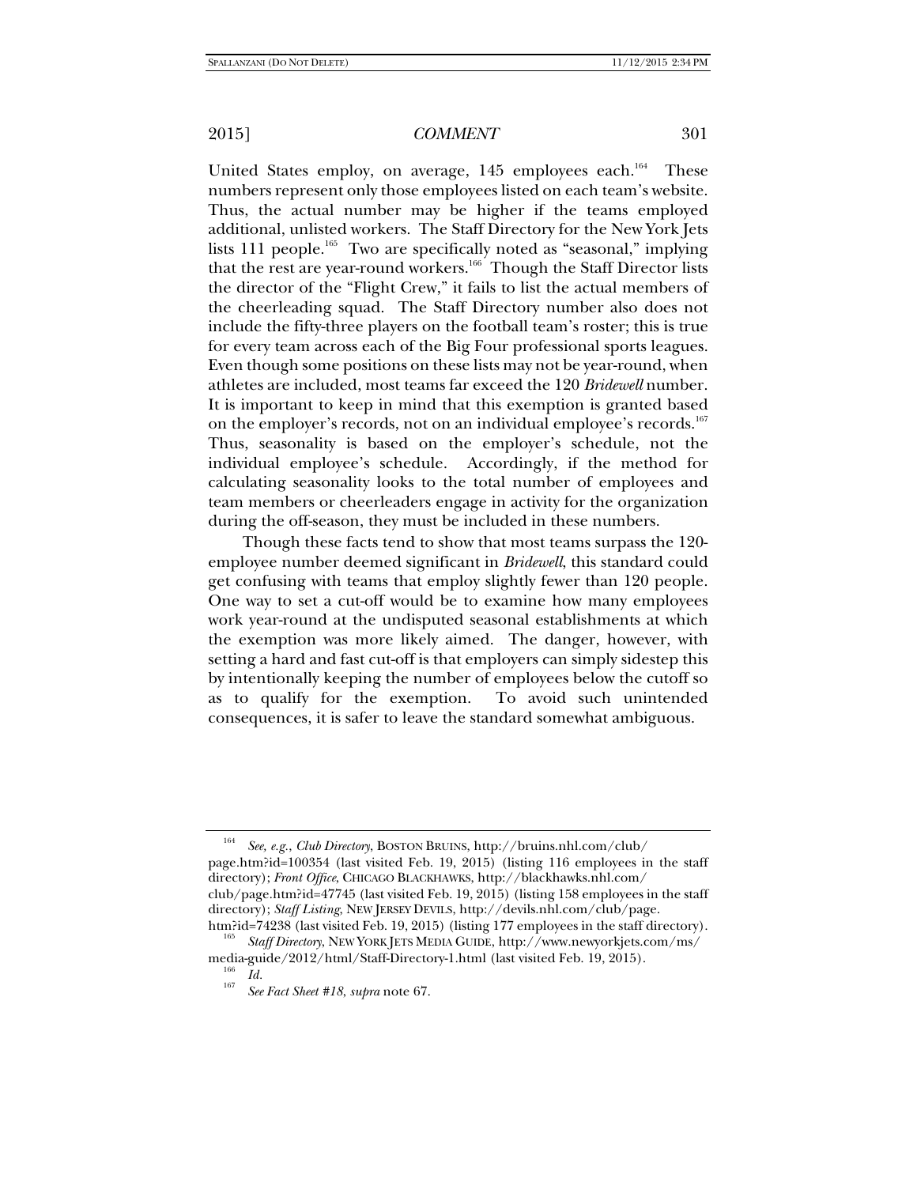United States employ, on average, 145 employees each.[164] These numbers represent only those employees listed on each team's website. Thus, the actual number may be higher if the teams employed additional, unlisted workers. The Staff Directory for the New York Jets lists 111 people.[165] Two are specifically noted as "seasonal," implying that the rest are year-round workers.[166] Though the Staff Director lists the director of the "Flight Crew," it fails to list the actual members of the cheerleading squad. The Staff Directory number also does not include the fifty-three players on the football team's roster; this is true for every team across each of the Big Four professional sports leagues. Even though some positions on these lists may not be year-round, when athletes are included, most teams far exceed the 120 *Bridewell* number. It is important to keep in mind that this exemption is granted based on the employer's records, not on an individual employee's records.[167] Thus, seasonality is based on the employer's schedule, not the individual employee's schedule. Accordingly, if the method for calculating seasonality looks to the total number of employees and team members or cheerleaders engage in activity for the organization during the off-season, they must be included in these numbers.

Though these facts tend to show that most teams surpass the 120-employee number deemed significant in *Bridewell*, this standard could get confusing with teams that employ slightly fewer than 120 people. One way to set a cut-off would be to examine how many employees work year-round at the undisputed seasonal establishments at which the exemption was more likely aimed. The danger, however, with setting a hard and fast cut-off is that employers can simply sidestep this by intentionally keeping the number of employees below the cutoff so as to qualify for the exemption. To avoid such unintended consequences, it is safer to leave the standard somewhat ambiguous.

---

[164] *See, e.g.*, *Club Directory*, BOSTON BRUINS, http://bruins.nhl.com/club/page.htm?id=100354 (last visited Feb. 19, 2015) (listing 116 employees in the staff directory); *Front Office*, CHICAGO BLACKHAWKS, http://blackhawks.nhl.com/club/page.htm?id=47745 (last visited Feb. 19, 2015) (listing 158 employees in the staff directory); *Staff Listing*, NEW JERSEY DEVILS, http://devils.nhl.com/club/page.htm?id=74238 (last visited Feb. 19, 2015) (listing 177 employees in the staff directory).

[165] *Staff Directory*, NEW YORK JETS MEDIA GUIDE, http://www.newyorkjets.com/ms/media-guide/2012/html/Staff-Directory-1.html (last visited Feb. 19, 2015).

[166] *Id.*

[167] *See Fact Sheet #18*, *supra* note 67.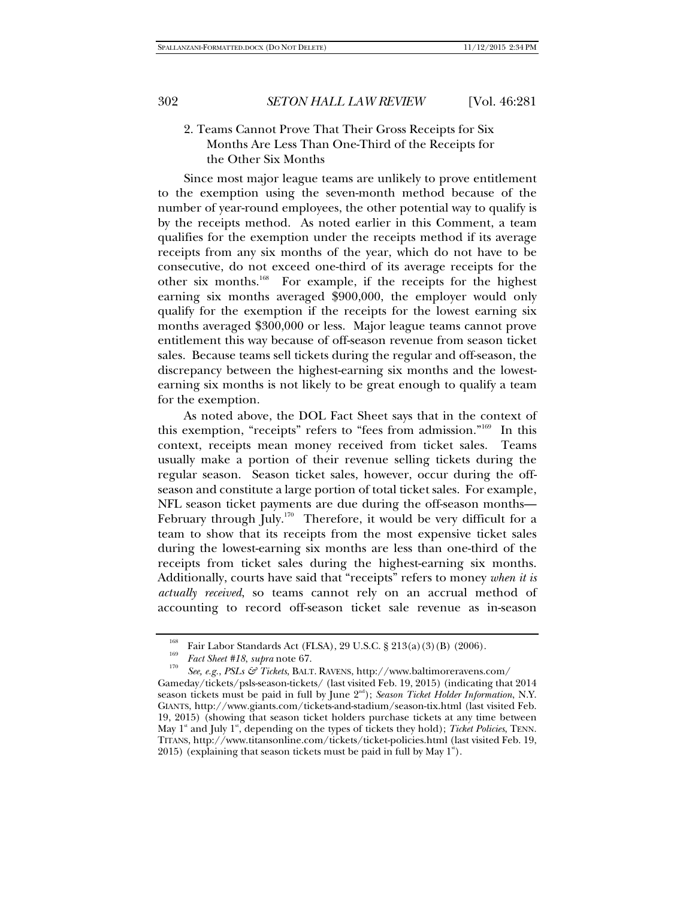### 2. Teams Cannot Prove That Their Gross Receipts for Six Months Are Less Than One-Third of the Receipts for the Other Six Months

Since most major league teams are unlikely to prove entitlement to the exemption using the seven-month method because of the number of year-round employees, the other potential way to qualify is by the receipts method. As noted earlier in this Comment, a team qualifies for the exemption under the receipts method if its average receipts from any six months of the year, which do not have to be consecutive, do not exceed one-third of its average receipts for the other six months.[168] For example, if the receipts for the highest earning six months averaged $900,000, the employer would only qualify for the exemption if the receipts for the lowest earning six months averaged $300,000 or less. Major league teams cannot prove entitlement this way because of off-season revenue from season ticket sales. Because teams sell tickets during the regular and off-season, the discrepancy between the highest-earning six months and the lowest-earning six months is not likely to be great enough to qualify a team for the exemption.

As noted above, the DOL Fact Sheet says that in the context of this exemption, "receipts" refers to "fees from admission."[169] In this context, receipts mean money received from ticket sales. Teams usually make a portion of their revenue selling tickets during the regular season. Season ticket sales, however, occur during the off-season and constitute a large portion of total ticket sales. For example, NFL season ticket payments are due during the off-season months—February through July.[170] Therefore, it would be very difficult for a team to show that its receipts from the most expensive ticket sales during the lowest-earning six months are less than one-third of the receipts from ticket sales during the highest-earning six months. Additionally, courts have said that "receipts" refers to money *when it is actually received*, so teams cannot rely on an accrual method of accounting to record off-season ticket sale revenue as in-season

---

[168] Fair Labor Standards Act (FLSA), 29 U.S.C. § 213(a)(3)(B) (2006).

[169] *Fact Sheet #18*, *supra* note 67.

[170] *See, e.g.*, *PSLs & Tickets*, BALT. RAVENS, http://www.baltimoreravens.com/Gameday/tickets/psls-season-tickets/ (last visited Feb. 19, 2015) (indicating that 2014 season tickets must be paid in full by June 2nd); *Season Ticket Holder Information*, N.Y. GIANTS, http://www.giants.com/tickets-and-stadium/season-tix.html (last visited Feb. 19, 2015) (showing that season ticket holders purchase tickets at any time between May 1st and July 1st, depending on the types of tickets they hold); *Ticket Policies*, TENN. TITANS, http://www.titansonline.com/tickets/ticket-policies.html (last visited Feb. 19, 2015) (explaining that season tickets must be paid in full by May 1st).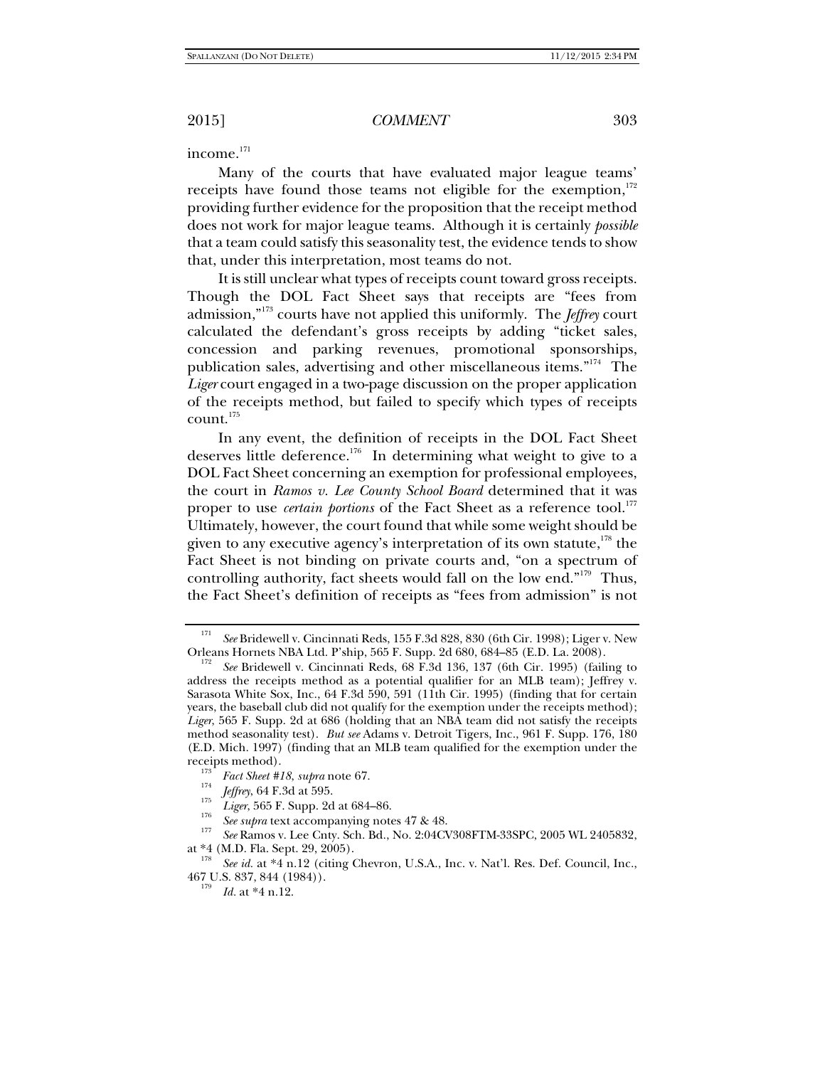income.[171]

Many of the courts that have evaluated major league teams' receipts have found those teams not eligible for the exemption,[172] providing further evidence for the proposition that the receipt method does not work for major league teams. Although it is certainly *possible* that a team could satisfy this seasonality test, the evidence tends to show that, under this interpretation, most teams do not.

It is still unclear what types of receipts count toward gross receipts. Though the DOL Fact Sheet says that receipts are "fees from admission,"[173] courts have not applied this uniformly. The *Jeffrey* court calculated the defendant's gross receipts by adding "ticket sales, concession and parking revenues, promotional sponsorships, publication sales, advertising and other miscellaneous items."[174] The *Liger* court engaged in a two-page discussion on the proper application of the receipts method, but failed to specify which types of receipts count.[175]

In any event, the definition of receipts in the DOL Fact Sheet deserves little deference.[176] In determining what weight to give to a DOL Fact Sheet concerning an exemption for professional employees, the court in *Ramos v. Lee County School Board* determined that it was proper to use *certain portions* of the Fact Sheet as a reference tool.[177] Ultimately, however, the court found that while some weight should be given to any executive agency's interpretation of its own statute,[178] the Fact Sheet is not binding on private courts and, "on a spectrum of controlling authority, fact sheets would fall on the low end."[179] Thus, the Fact Sheet's definition of receipts as "fees from admission" is not

---

[171] *See* Bridewell v. Cincinnati Reds, 155 F.3d 828, 830 (6th Cir. 1998); Liger v. New Orleans Hornets NBA Ltd. P'ship, 565 F. Supp. 2d 680, 684–85 (E.D. La. 2008).

[172] *See* Bridewell v. Cincinnati Reds, 68 F.3d 136, 137 (6th Cir. 1995) (failing to address the receipts method as a potential qualifier for an MLB team); Jeffrey v. Sarasota White Sox, Inc., 64 F.3d 590, 591 (11th Cir. 1995) (finding that for certain years, the baseball club did not qualify for the exemption under the receipts method); *Liger*, 565 F. Supp. 2d at 686 (holding that an NBA team did not satisfy the receipts method seasonality test). *But see* Adams v. Detroit Tigers, Inc., 961 F. Supp. 176, 180 (E.D. Mich. 1997) (finding that an MLB team qualified for the exemption under the receipts method).

[173] *Fact Sheet #18*, *supra* note 67.

[174] *Jeffrey*, 64 F.3d at 595.

[175] *Liger*, 565 F. Supp. 2d at 684–86.

[176] *See supra* text accompanying notes 47 & 48.

[177] *See* Ramos v. Lee Cnty. Sch. Bd., No. 2:04CV308FTM-33SPC, 2005 WL 2405832, at *4 (M.D. Fla. Sept. 29, 2005).

[178] *See id.* at *4 n.12 (citing Chevron, U.S.A., Inc. v. Nat'l. Res. Def. Council, Inc., 467 U.S. 837, 844 (1984)).

[179] *Id.* at *4 n.12.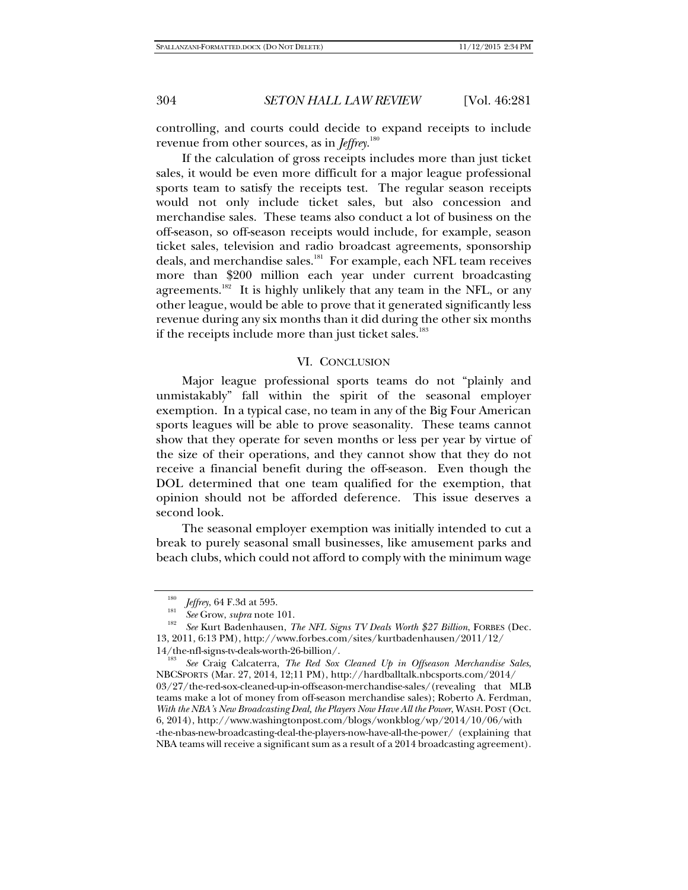controlling, and courts could decide to expand receipts to include revenue from other sources, as in *Jeffrey*.[180]

If the calculation of gross receipts includes more than just ticket sales, it would be even more difficult for a major league professional sports team to satisfy the receipts test. The regular season receipts would not only include ticket sales, but also concession and merchandise sales. These teams also conduct a lot of business on the off-season, so off-season receipts would include, for example, season ticket sales, television and radio broadcast agreements, sponsorship deals, and merchandise sales.[181] For example, each NFL team receives more than $200 million each year under current broadcasting agreements.[182] It is highly unlikely that any team in the NFL, or any other league, would be able to prove that it generated significantly less revenue during any six months than it did during the other six months if the receipts include more than just ticket sales.[183]

## VI. CONCLUSION

Major league professional sports teams do not "plainly and unmistakably" fall within the spirit of the seasonal employer exemption. In a typical case, no team in any of the Big Four American sports leagues will be able to prove seasonality. These teams cannot show that they operate for seven months or less per year by virtue of the size of their operations, and they cannot show that they do not receive a financial benefit during the off-season. Even though the DOL determined that one team qualified for the exemption, that opinion should not be afforded deference. This issue deserves a second look.

The seasonal employer exemption was initially intended to cut a break to purely seasonal small businesses, like amusement parks and beach clubs, which could not afford to comply with the minimum wage

---

[180] *Jeffrey*, 64 F.3d at 595.

[181] *See* Grow, *supra* note 101.

[182] *See* Kurt Badenhausen, *The NFL Signs TV Deals Worth $27 Billion*, FORBES (Dec. 13, 2011, 6:13 PM), http://www.forbes.com/sites/kurtbadenhausen/2011/12/14/the-nfl-signs-tv-deals-worth-26-billion/.

[183] *See* Craig Calcaterra, *The Red Sox Cleaned Up in Offseason Merchandise Sales*, NBCSPORTS (Mar. 27, 2014, 12;11 PM), http://hardballtalk.nbcsports.com/2014/03/27/the-red-sox-cleaned-up-in-offseason-merchandise-sales/ (revealing that MLB teams make a lot of money from off-season merchandise sales); Roberto A. Ferdman, *With the NBA's New Broadcasting Deal, the Players Now Have All the Power*, WASH. POST (Oct. 6, 2014), http://www.washingtonpost.com/blogs/wonkblog/wp/2014/10/06/with-the-nbas-new-broadcasting-deal-the-players-now-have-all-the-power/ (explaining that NBA teams will receive a significant sum as a result of a 2014 broadcasting agreement).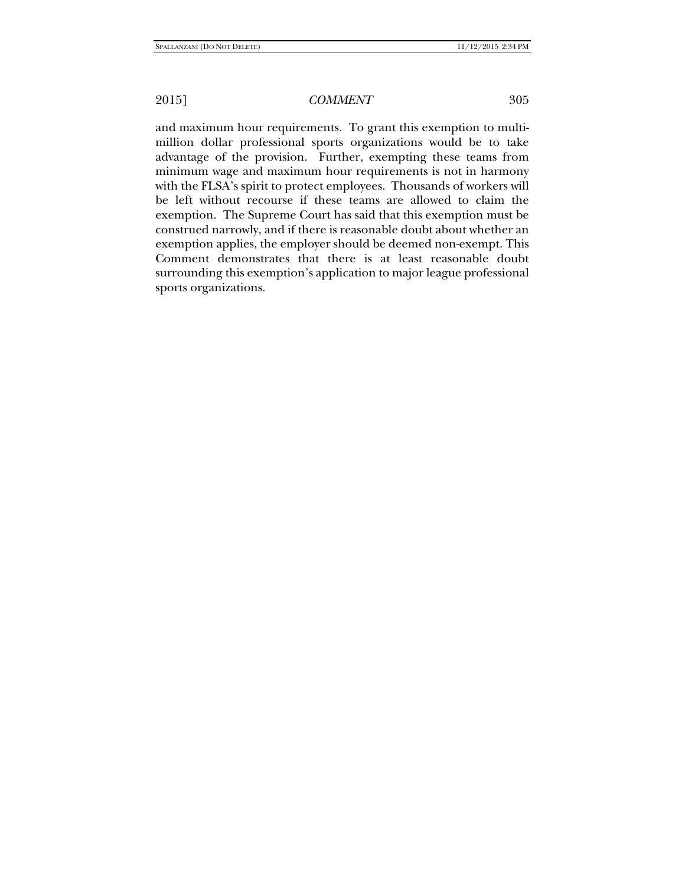and maximum hour requirements. To grant this exemption to multi-million dollar professional sports organizations would be to take advantage of the provision. Further, exempting these teams from minimum wage and maximum hour requirements is not in harmony with the FLSA's spirit to protect employees. Thousands of workers will be left without recourse if these teams are allowed to claim the exemption. The Supreme Court has said that this exemption must be construed narrowly, and if there is reasonable doubt about whether an exemption applies, the employer should be deemed non-exempt. This Comment demonstrates that there is at least reasonable doubt surrounding this exemption's application to major league professional sports organizations.